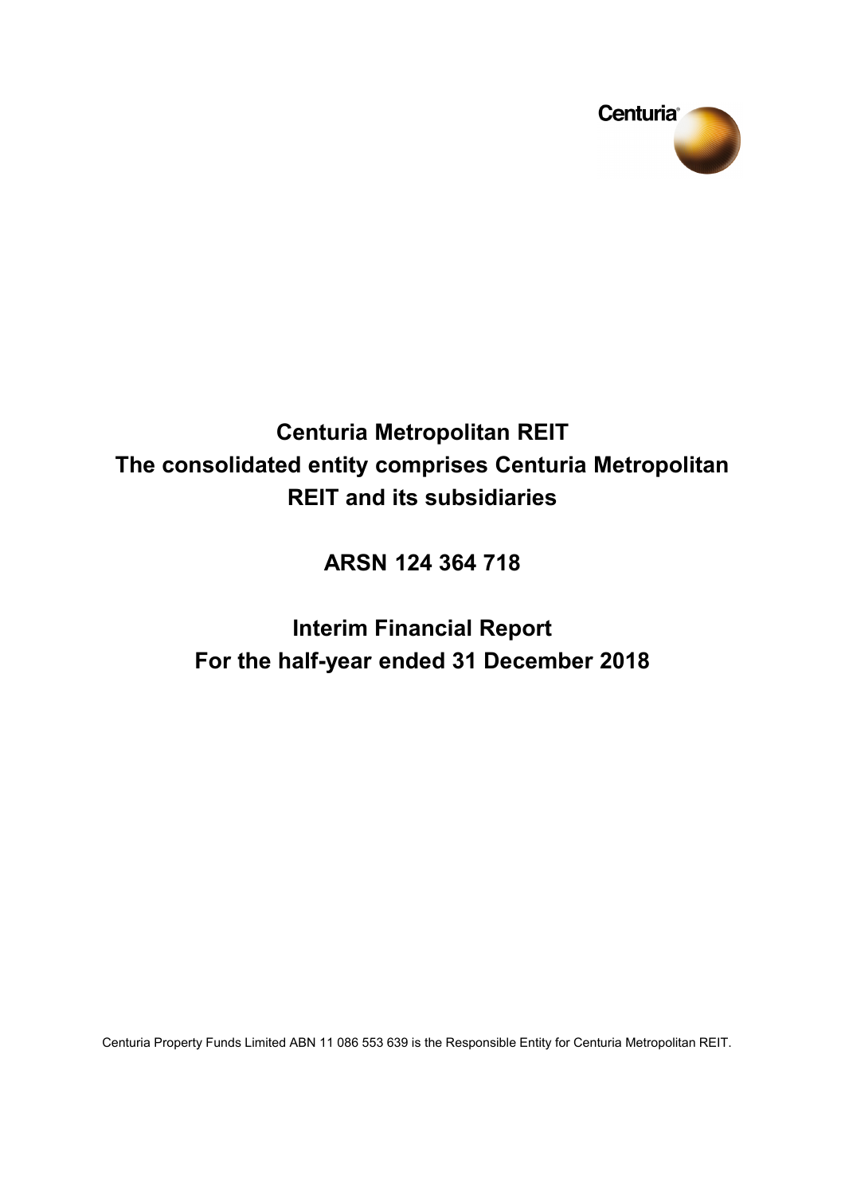Centuria

# Centuria Metropolitan REIT
# The consolidated entity comprises Centuria Metropolitan REIT and its subsidiaries

## ARSN 124 364 718

## Interim Financial Report
## For the half-year ended 31 December 2018

Centuria Property Funds Limited ABN 11 086 553 639 is the Responsible Entity for Centuria Metropolitan REIT.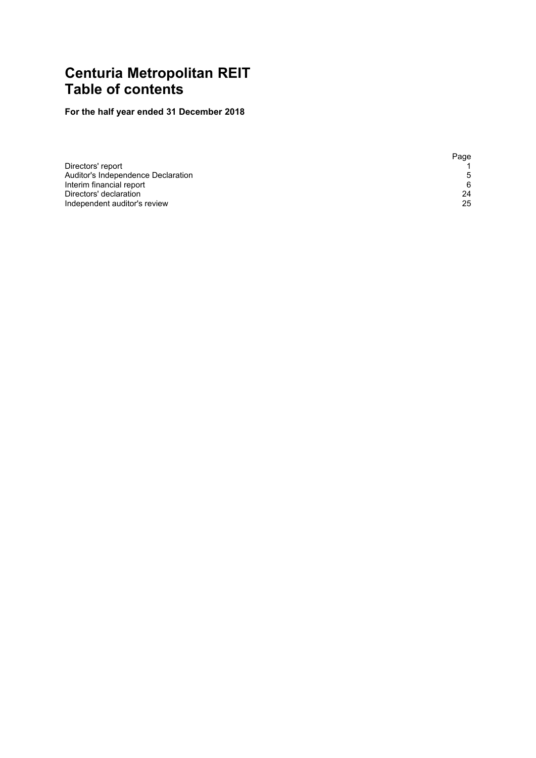# Centuria Metropolitan REIT
# Table of contents

**For the half year ended 31 December 2018**

| | Page |
|---|---|
| Directors' report | 1 |
| Auditor's Independence Declaration | 5 |
| Interim financial report | 6 |
| Directors' declaration | 24 |
| Independent auditor's review | 25 |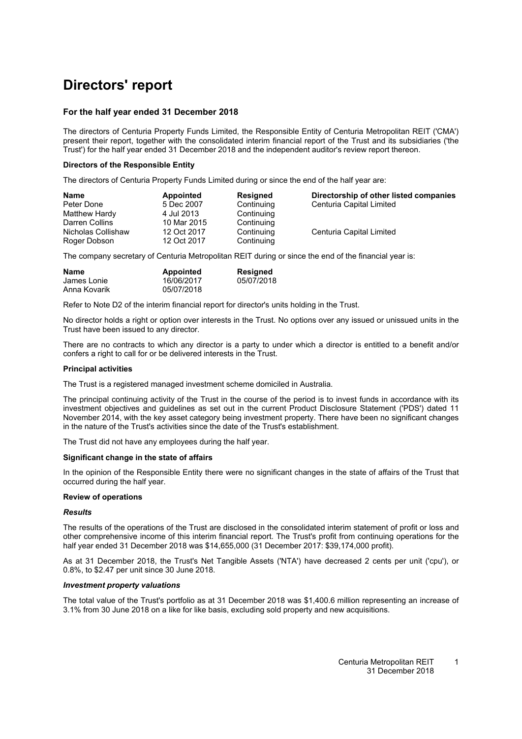# Directors' report

### For the half year ended 31 December 2018

The directors of Centuria Property Funds Limited, the Responsible Entity of Centuria Metropolitan REIT ('CMA') present their report, together with the consolidated interim financial report of the Trust and its subsidiaries ('the Trust') for the half year ended 31 December 2018 and the independent auditor's review report thereon.

**Directors of the Responsible Entity**

The directors of Centuria Property Funds Limited during or since the end of the half year are:

| Name | Appointed | Resigned | Directorship of other listed companies |
|---|---|---|---|
| Peter Done | 5 Dec 2007 | Continuing | Centuria Capital Limited |
| Matthew Hardy | 4 Jul 2013 | Continuing | |
| Darren Collins | 10 Mar 2015 | Continuing | |
| Nicholas Collishaw | 12 Oct 2017 | Continuing | Centuria Capital Limited |
| Roger Dobson | 12 Oct 2017 | Continuing | |

The company secretary of Centuria Metropolitan REIT during or since the end of the financial year is:

| Name | Appointed | Resigned |
|---|---|---|
| James Lonie | 16/06/2017 | 05/07/2018 |
| Anna Kovarik | 05/07/2018 | |

Refer to Note D2 of the interim financial report for director's units holding in the Trust.

No director holds a right or option over interests in the Trust. No options over any issued or unissued units in the Trust have been issued to any director.

There are no contracts to which any director is a party to under which a director is entitled to a benefit and/or confers a right to call for or be delivered interests in the Trust.

**Principal activities**

The Trust is a registered managed investment scheme domiciled in Australia.

The principal continuing activity of the Trust in the course of the period is to invest funds in accordance with its investment objectives and guidelines as set out in the current Product Disclosure Statement ('PDS') dated 11 November 2014, with the key asset category being investment property. There have been no significant changes in the nature of the Trust's activities since the date of the Trust's establishment.

The Trust did not have any employees during the half year.

**Significant change in the state of affairs**

In the opinion of the Responsible Entity there were no significant changes in the state of affairs of the Trust that occurred during the half year.

**Review of operations**

***Results***

The results of the operations of the Trust are disclosed in the consolidated interim statement of profit or loss and other comprehensive income of this interim financial report. The Trust's profit from continuing operations for the half year ended 31 December 2018 was $14,655,000 (31 December 2017: $39,174,000 profit).

As at 31 December 2018, the Trust's Net Tangible Assets ('NTA') have decreased 2 cents per unit ('cpu'), or 0.8%, to $2.47 per unit since 30 June 2018.

***Investment property valuations***

The total value of the Trust's portfolio as at 31 December 2018 was $1,400.6 million representing an increase of 3.1% from 30 June 2018 on a like for like basis, excluding sold property and new acquisitions.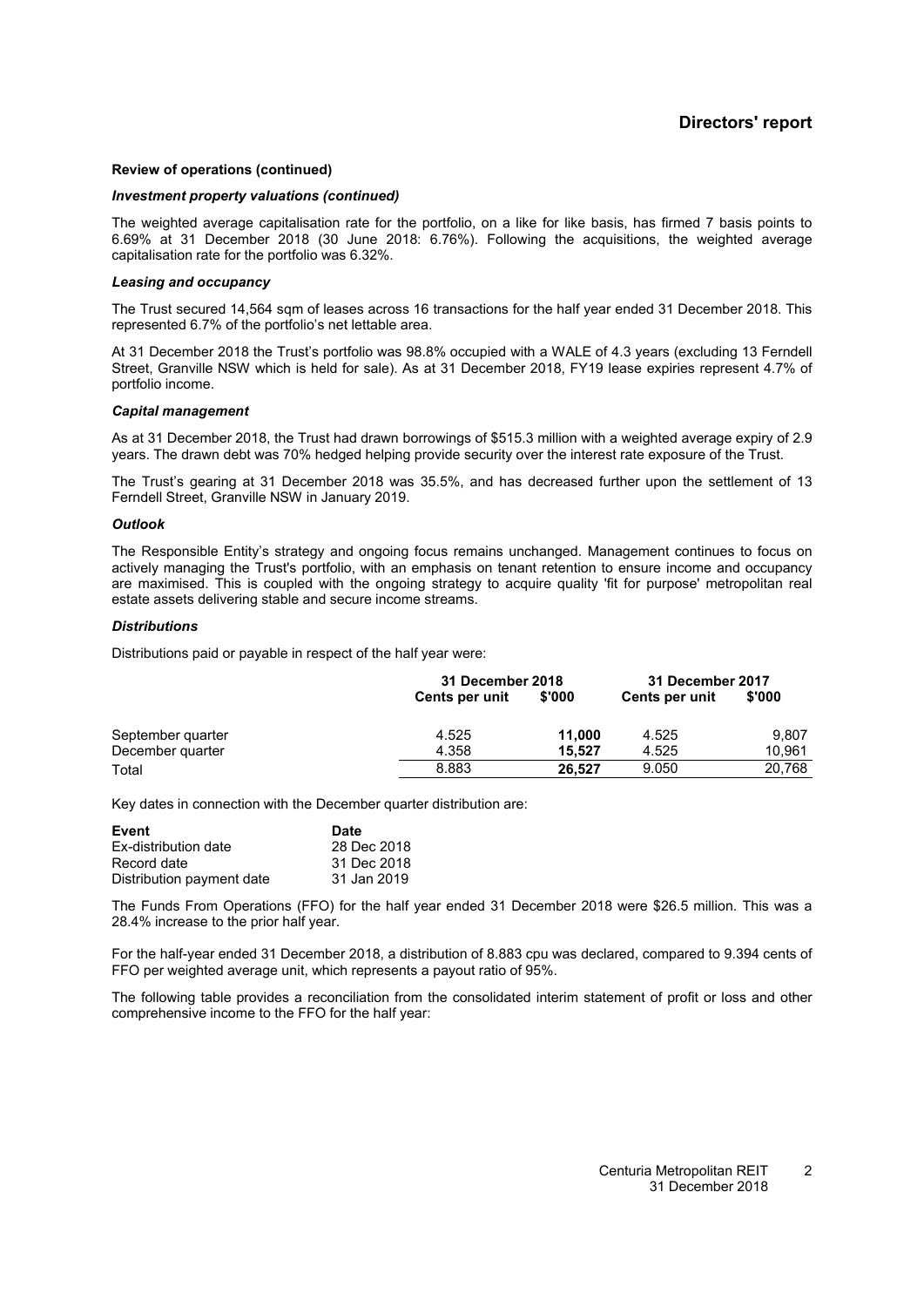## Directors' report

**Review of operations (continued)**

***Investment property valuations (continued)***

The weighted average capitalisation rate for the portfolio, on a like for like basis, has firmed 7 basis points to 6.69% at 31 December 2018 (30 June 2018: 6.76%). Following the acquisitions, the weighted average capitalisation rate for the portfolio was 6.32%.

***Leasing and occupancy***

The Trust secured 14,564 sqm of leases across 16 transactions for the half year ended 31 December 2018. This represented 6.7% of the portfolio's net lettable area.

At 31 December 2018 the Trust's portfolio was 98.8% occupied with a WALE of 4.3 years (excluding 13 Ferndell Street, Granville NSW which is held for sale). As at 31 December 2018, FY19 lease expiries represent 4.7% of portfolio income.

***Capital management***

As at 31 December 2018, the Trust had drawn borrowings of $515.3 million with a weighted average expiry of 2.9 years. The drawn debt was 70% hedged helping provide security over the interest rate exposure of the Trust.

The Trust's gearing at 31 December 2018 was 35.5%, and has decreased further upon the settlement of 13 Ferndell Street, Granville NSW in January 2019.

***Outlook***

The Responsible Entity's strategy and ongoing focus remains unchanged. Management continues to focus on actively managing the Trust's portfolio, with an emphasis on tenant retention to ensure income and occupancy are maximised. This is coupled with the ongoing strategy to acquire quality 'fit for purpose' metropolitan real estate assets delivering stable and secure income streams.

***Distributions***

Distributions paid or payable in respect of the half year were:

| | 31 December 2018 | | 31 December 2017 | |
|---|---|---|---|---|
| | Cents per unit | $'000 | Cents per unit | $'000 |
| September quarter | 4.525 | **11,000** | 4.525 | 9,807 |
| December quarter | 4.358 | **15,527** | 4.525 | 10,961 |
| Total | 8.883 | **26,527** | 9.050 | 20,768 |

Key dates in connection with the December quarter distribution are:

| Event | Date |
|---|---|
| Ex-distribution date | 28 Dec 2018 |
| Record date | 31 Dec 2018 |
| Distribution payment date | 31 Jan 2019 |

The Funds From Operations (FFO) for the half year ended 31 December 2018 were $26.5 million. This was a 28.4% increase to the prior half year.

For the half-year ended 31 December 2018, a distribution of 8.883 cpu was declared, compared to 9.394 cents of FFO per weighted average unit, which represents a payout ratio of 95%.

The following table provides a reconciliation from the consolidated interim statement of profit or loss and other comprehensive income to the FFO for the half year: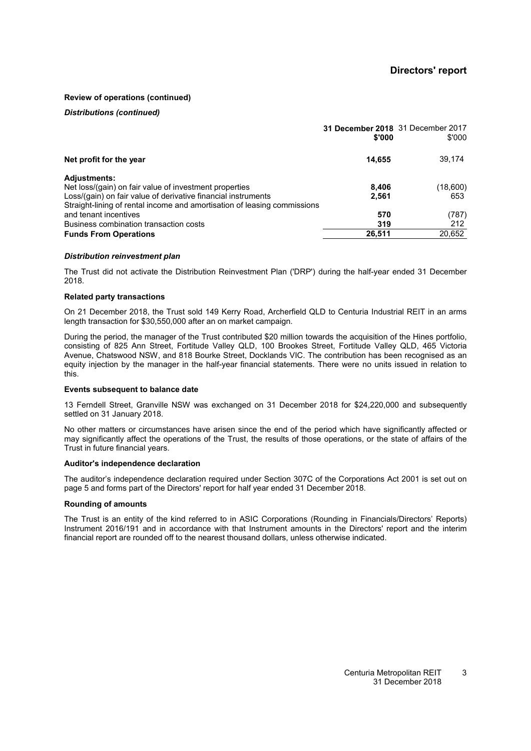## Directors' report

**Review of operations (continued)**

***Distributions (continued)***

| | 31 December 2018 $'000 | 31 December 2017 $'000 |
|---|---|---|
| **Net profit for the year** | **14,655** | 39,174 |
| **Adjustments:** | | |
| Net loss/(gain) on fair value of investment properties | **8,406** | (18,600) |
| Loss/(gain) on fair value of derivative financial instruments | **2,561** | 653 |
| Straight-lining of rental income and amortisation of leasing commissions and tenant incentives | **570** | (787) |
| Business combination transaction costs | **319** | 212 |
| **Funds From Operations** | **26,511** | 20,652 |

***Distribution reinvestment plan***

The Trust did not activate the Distribution Reinvestment Plan ('DRP') during the half-year ended 31 December 2018.

**Related party transactions**

On 21 December 2018, the Trust sold 149 Kerry Road, Archerfield QLD to Centuria Industrial REIT in an arms length transaction for $30,550,000 after an on market campaign.

During the period, the manager of the Trust contributed $20 million towards the acquisition of the Hines portfolio, consisting of 825 Ann Street, Fortitude Valley QLD, 100 Brookes Street, Fortitude Valley QLD, 465 Victoria Avenue, Chatswood NSW, and 818 Bourke Street, Docklands VIC. The contribution has been recognised as an equity injection by the manager in the half-year financial statements. There were no units issued in relation to this.

**Events subsequent to balance date**

13 Ferndell Street, Granville NSW was exchanged on 31 December 2018 for $24,220,000 and subsequently settled on 31 January 2018.

No other matters or circumstances have arisen since the end of the period which have significantly affected or may significantly affect the operations of the Trust, the results of those operations, or the state of affairs of the Trust in future financial years.

**Auditor's independence declaration**

The auditor's independence declaration required under Section 307C of the Corporations Act 2001 is set out on page 5 and forms part of the Directors' report for half year ended 31 December 2018.

**Rounding of amounts**

The Trust is an entity of the kind referred to in ASIC Corporations (Rounding in Financials/Directors' Reports) Instrument 2016/191 and in accordance with that Instrument amounts in the Directors' report and the interim financial report are rounded off to the nearest thousand dollars, unless otherwise indicated.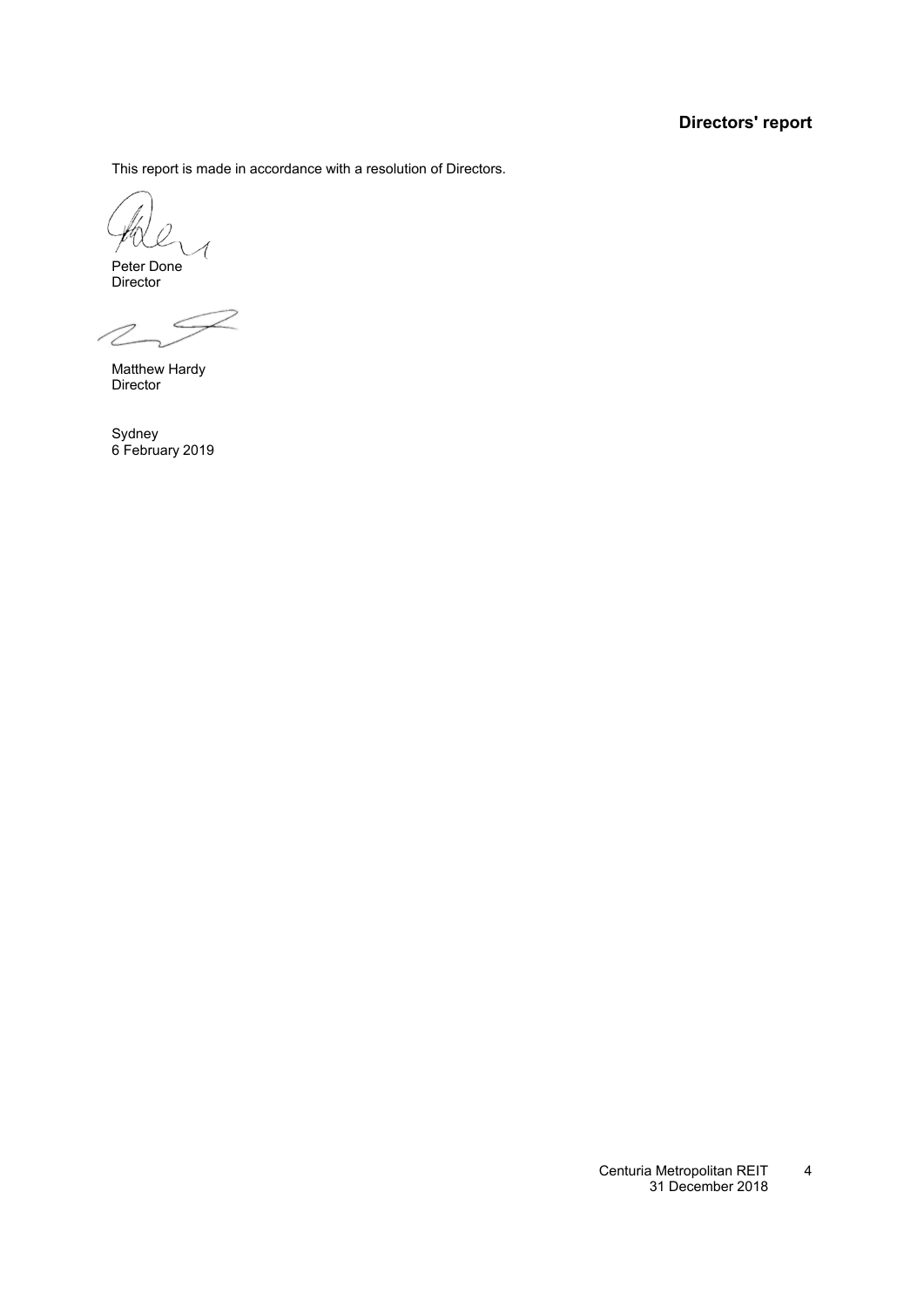# Directors' report

This report is made in accordance with a resolution of Directors.

Peter Done
Director

Matthew Hardy
Director

Sydney
6 February 2019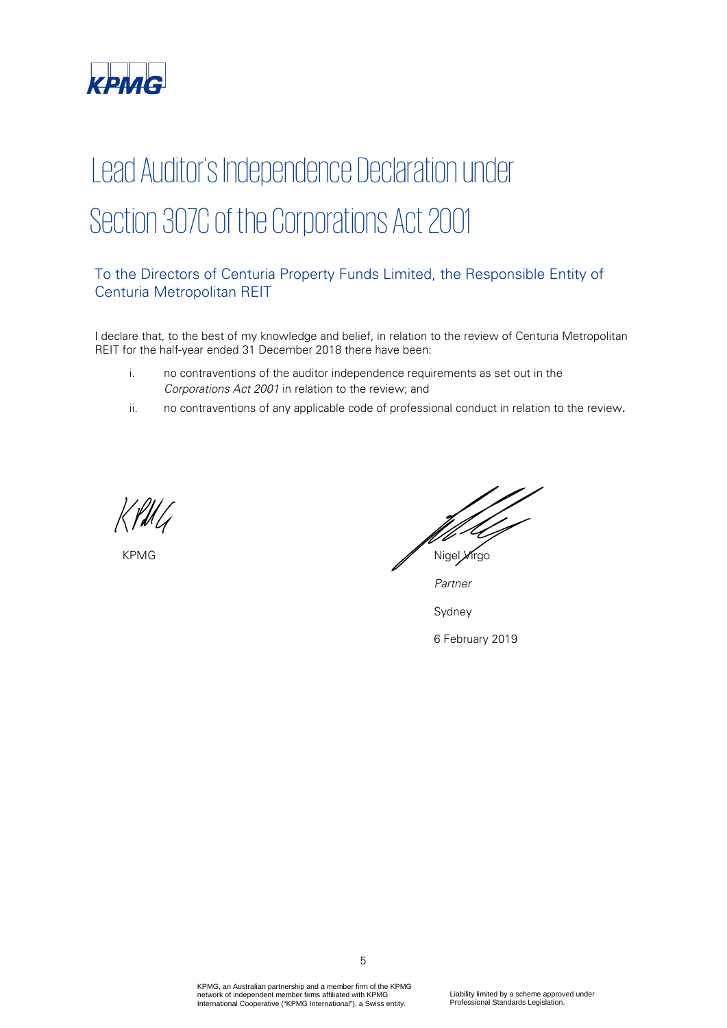# Lead Auditor's Independence Declaration under Section 307C of the Corporations Act 2001

## To the Directors of Centuria Property Funds Limited, the Responsible Entity of Centuria Metropolitan REIT

I declare that, to the best of my knowledge and belief, in relation to the review of Centuria Metropolitan REIT for the half-year ended 31 December 2018 there have been:

i. no contraventions of the auditor independence requirements as set out in the *Corporations Act 2001* in relation to the review; and

ii. no contraventions of any applicable code of professional conduct in relation to the review.

KPMG

Nigel Virgo

*Partner*

Sydney

6 February 2019

KPMG, an Australian partnership and a member firm of the KPMG network of independent member firms affiliated with KPMG International Cooperative ("KPMG International"), a Swiss entity.

Liability limited by a scheme approved under Professional Standards Legislation.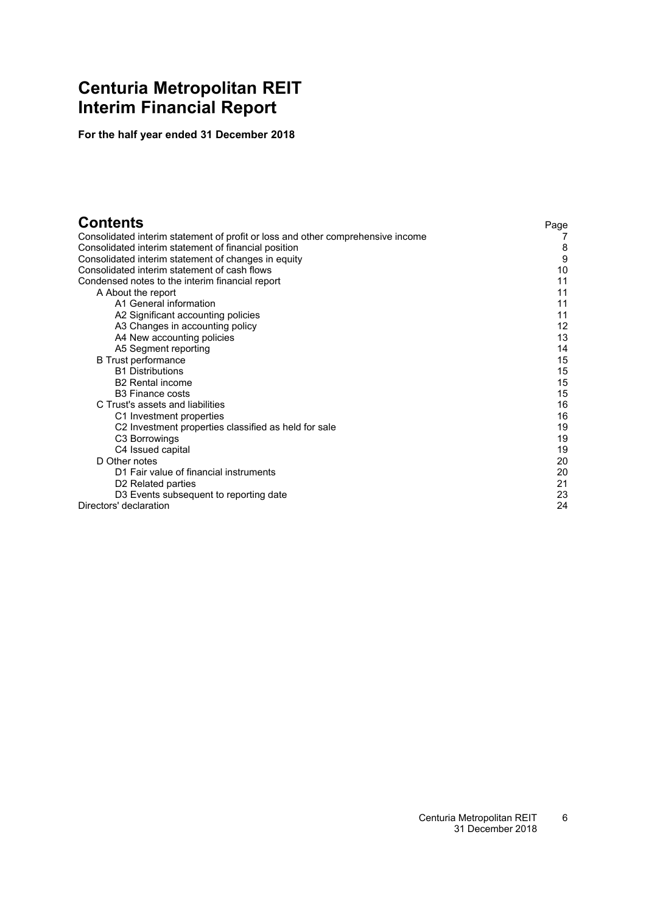# Centuria Metropolitan REIT
# Interim Financial Report

**For the half year ended 31 December 2018**

## Contents

| | Page |
|---|---|
| Consolidated interim statement of profit or loss and other comprehensive income | 7 |
| Consolidated interim statement of financial position | 8 |
| Consolidated interim statement of changes in equity | 9 |
| Consolidated interim statement of cash flows | 10 |
| Condensed notes to the interim financial report | 11 |
| A About the report | 11 |
| A1 General information | 11 |
| A2 Significant accounting policies | 11 |
| A3 Changes in accounting policy | 12 |
| A4 New accounting policies | 13 |
| A5 Segment reporting | 14 |
| B Trust performance | 15 |
| B1 Distributions | 15 |
| B2 Rental income | 15 |
| B3 Finance costs | 15 |
| C Trust's assets and liabilities | 16 |
| C1 Investment properties | 16 |
| C2 Investment properties classified as held for sale | 19 |
| C3 Borrowings | 19 |
| C4 Issued capital | 19 |
| D Other notes | 20 |
| D1 Fair value of financial instruments | 20 |
| D2 Related parties | 21 |
| D3 Events subsequent to reporting date | 23 |
| Directors' declaration | 24 |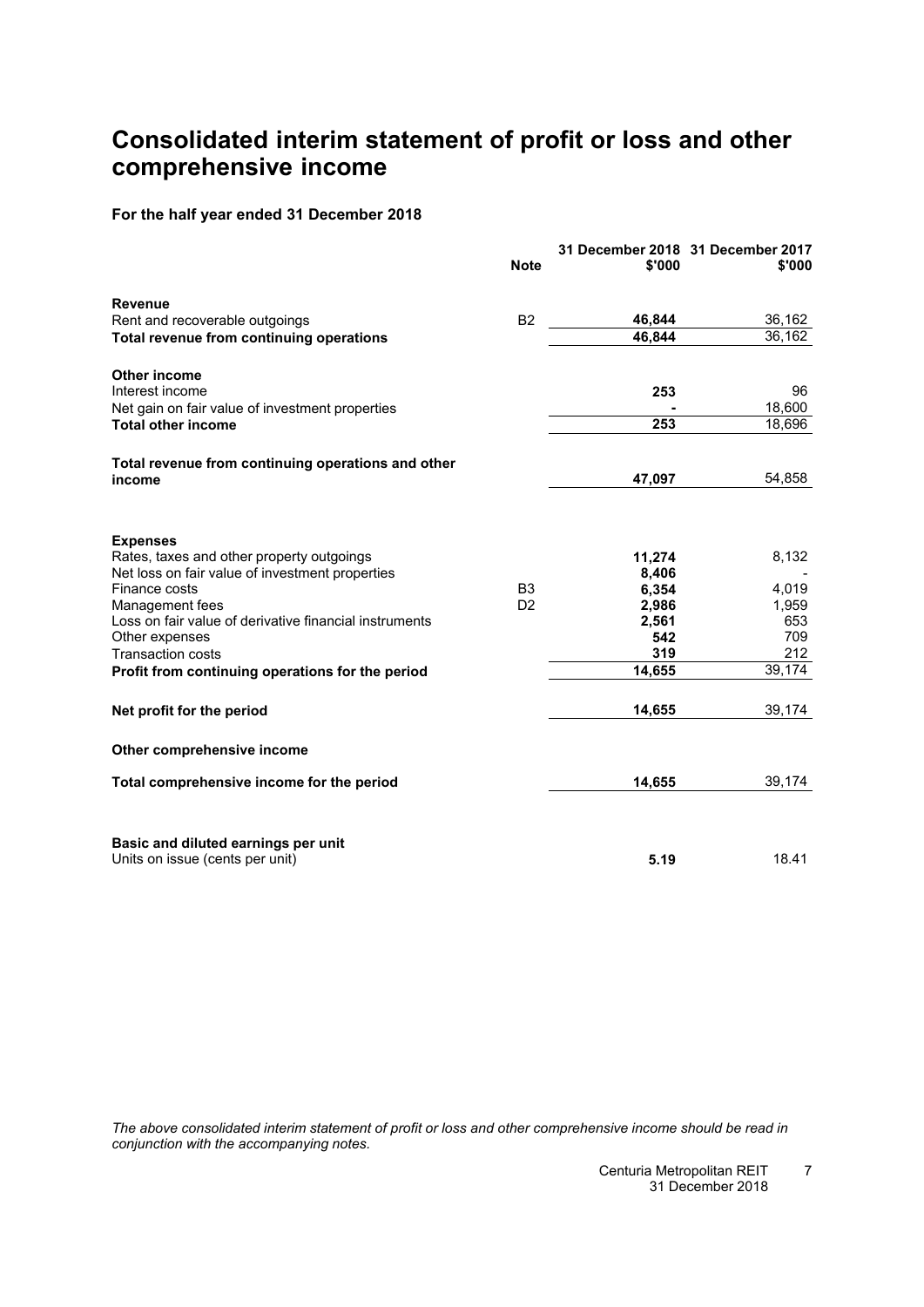# Consolidated interim statement of profit or loss and other comprehensive income

**For the half year ended 31 December 2018**

| | Note | 31 December 2018 $'000 | 31 December 2017 $'000 |
|---|---|---|---|
| **Revenue** | | | |
| Rent and recoverable outgoings | B2 | **46,844** | 36,162 |
| **Total revenue from continuing operations** | | **46,844** | 36,162 |
| | | | |
| **Other income** | | | |
| Interest income | | **253** | 96 |
| Net gain on fair value of investment properties | | **-** | 18,600 |
| **Total other income** | | **253** | 18,696 |
| | | | |
| **Total revenue from continuing operations and other income** | | **47,097** | 54,858 |
| | | | |
| **Expenses** | | | |
| Rates, taxes and other property outgoings | | **11,274** | 8,132 |
| Net loss on fair value of investment properties | | **8,406** | - |
| Finance costs | B3 | **6,354** | 4,019 |
| Management fees | D2 | **2,986** | 1,959 |
| Loss on fair value of derivative financial instruments | | **2,561** | 653 |
| Other expenses | | **542** | 709 |
| Transaction costs | | **319** | 212 |
| **Profit from continuing operations for the period** | | **14,655** | 39,174 |
| | | | |
| **Net profit for the period** | | **14,655** | 39,174 |
| | | | |
| **Other comprehensive income** | | | |
| | | | |
| **Total comprehensive income for the period** | | **14,655** | 39,174 |
| | | | |
| **Basic and diluted earnings per unit** | | | |
| Units on issue (cents per unit) | | **5.19** | 18.41 |

*The above consolidated interim statement of profit or loss and other comprehensive income should be read in conjunction with the accompanying notes.*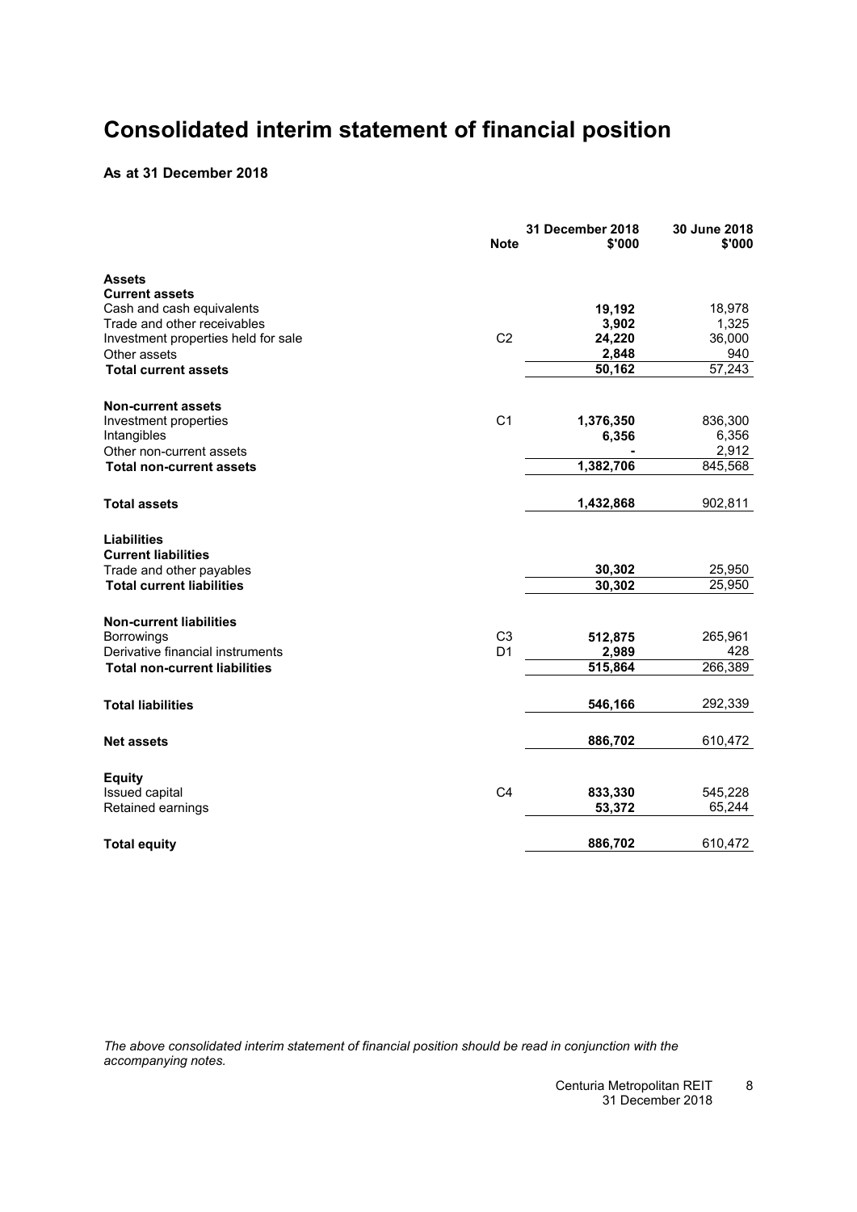# Consolidated interim statement of financial position

**As at 31 December 2018**

| | Note | 31 December 2018 $'000 | 30 June 2018 $'000 |
|---|---|---|---|
| **Assets** | | | |
| **Current assets** | | | |
| Cash and cash equivalents | | **19,192** | 18,978 |
| Trade and other receivables | | **3,902** | 1,325 |
| Investment properties held for sale | C2 | **24,220** | 36,000 |
| Other assets | | **2,848** | 940 |
| **Total current assets** | | **50,162** | 57,243 |
| | | | |
| **Non-current assets** | | | |
| Investment properties | C1 | **1,376,350** | 836,300 |
| Intangibles | | **6,356** | 6,356 |
| Other non-current assets | | **-** | 2,912 |
| **Total non-current assets** | | **1,382,706** | 845,568 |
| | | | |
| **Total assets** | | **1,432,868** | 902,811 |
| | | | |
| **Liabilities** | | | |
| **Current liabilities** | | | |
| Trade and other payables | | **30,302** | 25,950 |
| **Total current liabilities** | | **30,302** | 25,950 |
| | | | |
| **Non-current liabilities** | | | |
| Borrowings | C3 | **512,875** | 265,961 |
| Derivative financial instruments | D1 | **2,989** | 428 |
| **Total non-current liabilities** | | **515,864** | 266,389 |
| | | | |
| **Total liabilities** | | **546,166** | 292,339 |
| | | | |
| **Net assets** | | **886,702** | 610,472 |
| | | | |
| **Equity** | | | |
| Issued capital | C4 | **833,330** | 545,228 |
| Retained earnings | | **53,372** | 65,244 |
| | | | |
| **Total equity** | | **886,702** | 610,472 |

*The above consolidated interim statement of financial position should be read in conjunction with the accompanying notes.*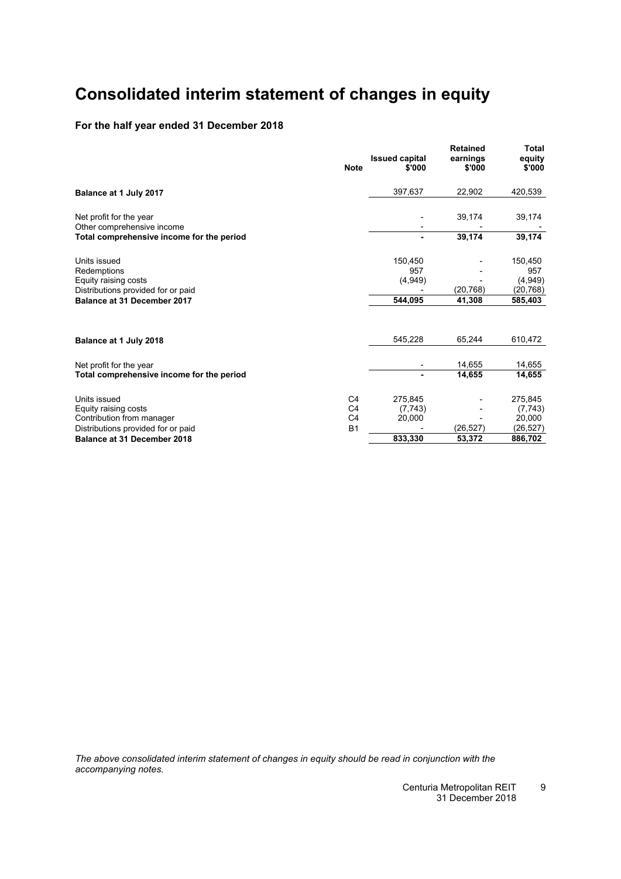# Consolidated interim statement of changes in equity

### For the half year ended 31 December 2018

| | Note | Issued capital $'000 | Retained earnings $'000 | Total equity $'000 |
|---|---|---|---|---|
| **Balance at 1 July 2017** | | 397,637 | 22,902 | 420,539 |
| | | | | |
| Net profit for the year | | - | 39,174 | 39,174 |
| Other comprehensive income | | - | - | - |
| **Total comprehensive income for the period** | | **-** | **39,174** | **39,174** |
| | | | | |
| Units issued | | 150,450 | - | 150,450 |
| Redemptions | | 957 | - | 957 |
| Equity raising costs | | (4,949) | - | (4,949) |
| Distributions provided for or paid | | - | (20,768) | (20,768) |
| **Balance at 31 December 2017** | | **544,095** | **41,308** | **585,403** |
| | | | | |
| **Balance at 1 July 2018** | | 545,228 | 65,244 | 610,472 |
| | | | | |
| Net profit for the year | | - | 14,655 | 14,655 |
| **Total comprehensive income for the period** | | **-** | **14,655** | **14,655** |
| | | | | |
| Units issued | C4 | 275,845 | - | 275,845 |
| Equity raising costs | C4 | (7,743) | - | (7,743) |
| Contribution from manager | C4 | 20,000 | - | 20,000 |
| Distributions provided for or paid | B1 | - | (26,527) | (26,527) |
| **Balance at 31 December 2018** | | **833,330** | **53,372** | **886,702** |

*The above consolidated interim statement of changes in equity should be read in conjunction with the accompanying notes.*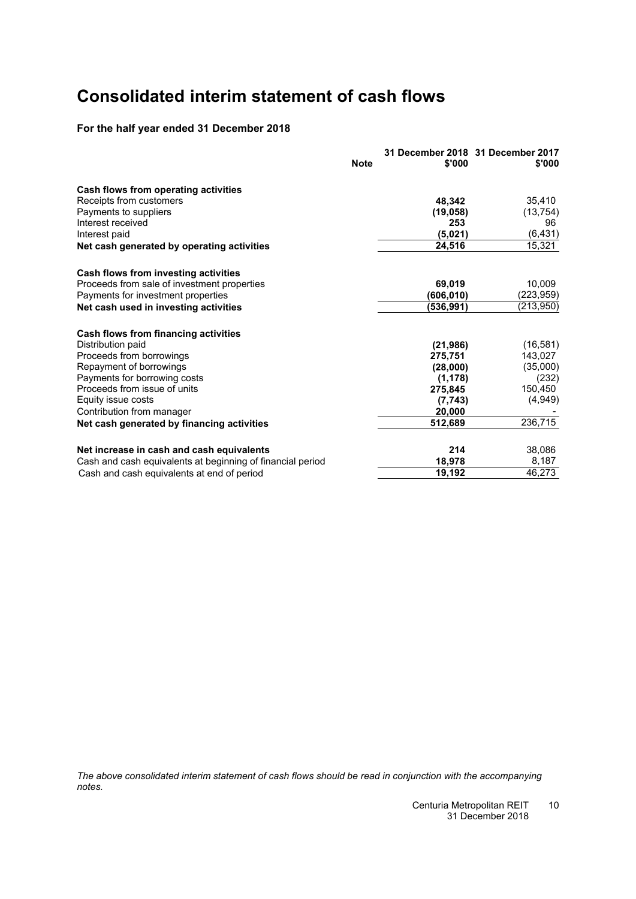# Consolidated interim statement of cash flows

**For the half year ended 31 December 2018**

| | Note | 31 December 2018 $'000 | 31 December 2017 $'000 |
|---|---|---|---|
| **Cash flows from operating activities** | | | |
| Receipts from customers | | **48,342** | 35,410 |
| Payments to suppliers | | **(19,058)** | (13,754) |
| Interest received | | **253** | 96 |
| Interest paid | | **(5,021)** | (6,431) |
| **Net cash generated by operating activities** | | **24,516** | 15,321 |
| **Cash flows from investing activities** | | | |
| Proceeds from sale of investment properties | | **69,019** | 10,009 |
| Payments for investment properties | | **(606,010)** | (223,959) |
| **Net cash used in investing activities** | | **(536,991)** | (213,950) |
| **Cash flows from financing activities** | | | |
| Distribution paid | | **(21,986)** | (16,581) |
| Proceeds from borrowings | | **275,751** | 143,027 |
| Repayment of borrowings | | **(28,000)** | (35,000) |
| Payments for borrowing costs | | **(1,178)** | (232) |
| Proceeds from issue of units | | **275,845** | 150,450 |
| Equity issue costs | | **(7,743)** | (4,949) |
| Contribution from manager | | **20,000** | - |
| **Net cash generated by financing activities** | | **512,689** | 236,715 |
| **Net increase in cash and cash equivalents** | | **214** | 38,086 |
| Cash and cash equivalents at beginning of financial period | | **18,978** | 8,187 |
| Cash and cash equivalents at end of period | | **19,192** | 46,273 |

*The above consolidated interim statement of cash flows should be read in conjunction with the accompanying notes.*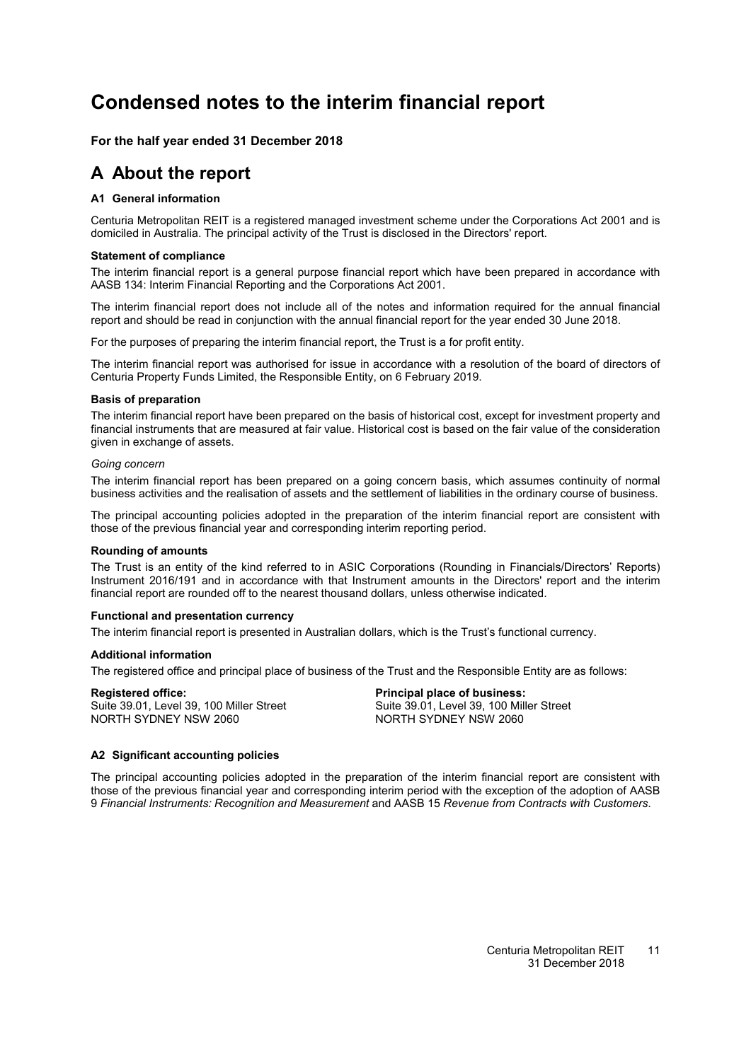# Condensed notes to the interim financial report

**For the half year ended 31 December 2018**

## A About the report

### A1 General information

Centuria Metropolitan REIT is a registered managed investment scheme under the Corporations Act 2001 and is domiciled in Australia. The principal activity of the Trust is disclosed in the Directors' report.

**Statement of compliance**

The interim financial report is a general purpose financial report which have been prepared in accordance with AASB 134: Interim Financial Reporting and the Corporations Act 2001.

The interim financial report does not include all of the notes and information required for the annual financial report and should be read in conjunction with the annual financial report for the year ended 30 June 2018.

For the purposes of preparing the interim financial report, the Trust is a for profit entity.

The interim financial report was authorised for issue in accordance with a resolution of the board of directors of Centuria Property Funds Limited, the Responsible Entity, on 6 February 2019.

**Basis of preparation**

The interim financial report have been prepared on the basis of historical cost, except for investment property and financial instruments that are measured at fair value. Historical cost is based on the fair value of the consideration given in exchange of assets.

*Going concern*

The interim financial report has been prepared on a going concern basis, which assumes continuity of normal business activities and the realisation of assets and the settlement of liabilities in the ordinary course of business.

The principal accounting policies adopted in the preparation of the interim financial report are consistent with those of the previous financial year and corresponding interim reporting period.

**Rounding of amounts**

The Trust is an entity of the kind referred to in ASIC Corporations (Rounding in Financials/Directors' Reports) Instrument 2016/191 and in accordance with that Instrument amounts in the Directors' report and the interim financial report are rounded off to the nearest thousand dollars, unless otherwise indicated.

**Functional and presentation currency**

The interim financial report is presented in Australian dollars, which is the Trust's functional currency.

**Additional information**

The registered office and principal place of business of the Trust and the Responsible Entity are as follows:

**Registered office:**
Suite 39.01, Level 39, 100 Miller Street
NORTH SYDNEY NSW 2060

**Principal place of business:**
Suite 39.01, Level 39, 100 Miller Street
NORTH SYDNEY NSW 2060

### A2 Significant accounting policies

The principal accounting policies adopted in the preparation of the interim financial report are consistent with those of the previous financial year and corresponding interim period with the exception of the adoption of AASB 9 *Financial Instruments: Recognition and Measurement* and AASB 15 *Revenue from Contracts with Customers*.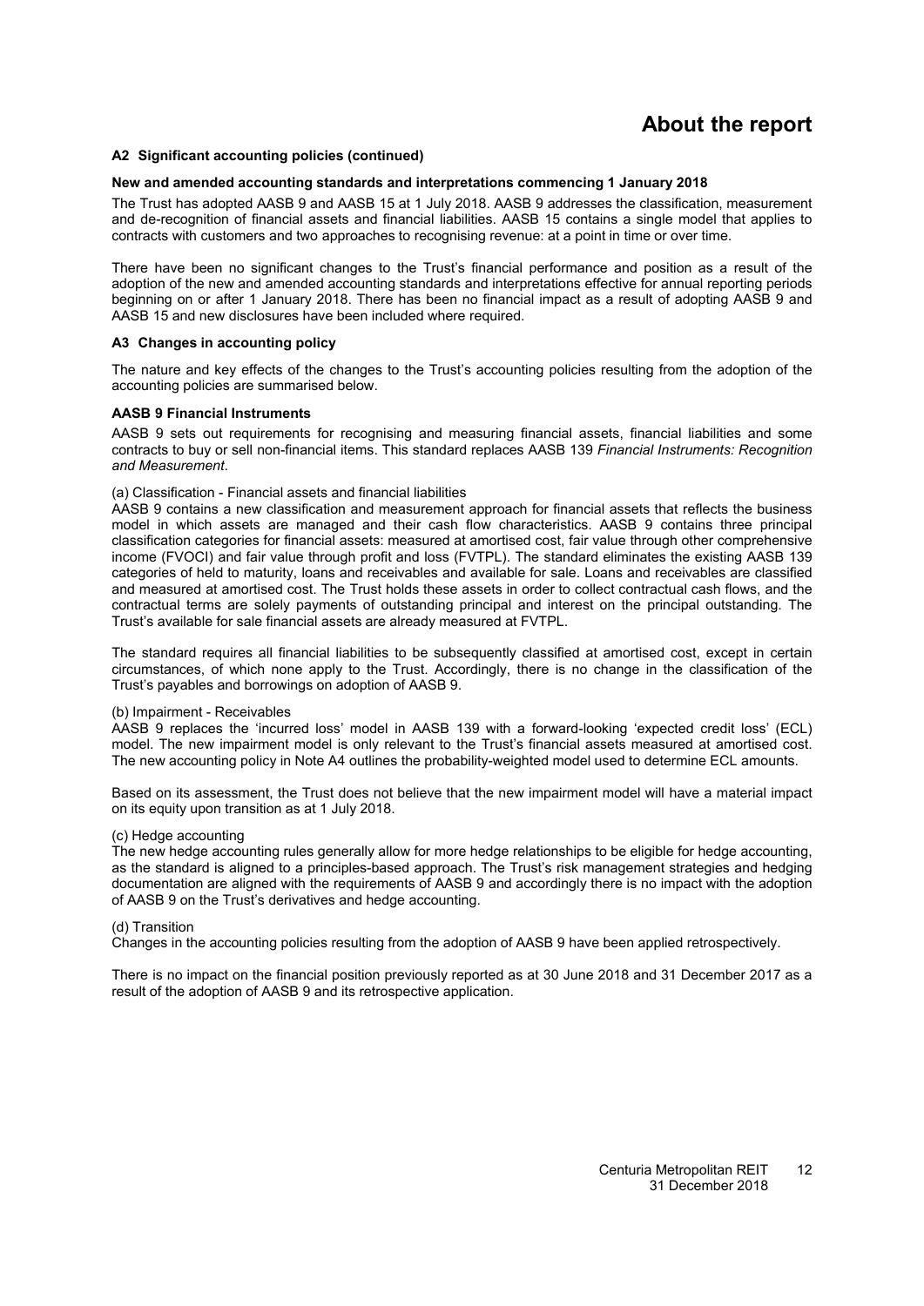**A2 Significant accounting policies (continued)**

**New and amended accounting standards and interpretations commencing 1 January 2018**

The Trust has adopted AASB 9 and AASB 15 at 1 July 2018. AASB 9 addresses the classification, measurement and de-recognition of financial assets and financial liabilities. AASB 15 contains a single model that applies to contracts with customers and two approaches to recognising revenue: at a point in time or over time.

There have been no significant changes to the Trust's financial performance and position as a result of the adoption of the new and amended accounting standards and interpretations effective for annual reporting periods beginning on or after 1 January 2018. There has been no financial impact as a result of adopting AASB 9 and AASB 15 and new disclosures have been included where required.

**A3 Changes in accounting policy**

The nature and key effects of the changes to the Trust's accounting policies resulting from the adoption of the accounting policies are summarised below.

**AASB 9 Financial Instruments**

AASB 9 sets out requirements for recognising and measuring financial assets, financial liabilities and some contracts to buy or sell non-financial items. This standard replaces AASB 139 *Financial Instruments: Recognition and Measurement*.

(a) Classification - Financial assets and financial liabilities
AASB 9 contains a new classification and measurement approach for financial assets that reflects the business model in which assets are managed and their cash flow characteristics. AASB 9 contains three principal classification categories for financial assets: measured at amortised cost, fair value through other comprehensive income (FVOCI) and fair value through profit and loss (FVTPL). The standard eliminates the existing AASB 139 categories of held to maturity, loans and receivables and available for sale. Loans and receivables are classified and measured at amortised cost. The Trust holds these assets in order to collect contractual cash flows, and the contractual terms are solely payments of outstanding principal and interest on the principal outstanding. The Trust's available for sale financial assets are already measured at FVTPL.

The standard requires all financial liabilities to be subsequently classified at amortised cost, except in certain circumstances, of which none apply to the Trust. Accordingly, there is no change in the classification of the Trust's payables and borrowings on adoption of AASB 9.

(b) Impairment - Receivables
AASB 9 replaces the 'incurred loss' model in AASB 139 with a forward-looking 'expected credit loss' (ECL) model. The new impairment model is only relevant to the Trust's financial assets measured at amortised cost. The new accounting policy in Note A4 outlines the probability-weighted model used to determine ECL amounts.

Based on its assessment, the Trust does not believe that the new impairment model will have a material impact on its equity upon transition as at 1 July 2018.

(c) Hedge accounting
The new hedge accounting rules generally allow for more hedge relationships to be eligible for hedge accounting, as the standard is aligned to a principles-based approach. The Trust's risk management strategies and hedging documentation are aligned with the requirements of AASB 9 and accordingly there is no impact with the adoption of AASB 9 on the Trust's derivatives and hedge accounting.

(d) Transition
Changes in the accounting policies resulting from the adoption of AASB 9 have been applied retrospectively.

There is no impact on the financial position previously reported as at 30 June 2018 and 31 December 2017 as a result of the adoption of AASB 9 and its retrospective application.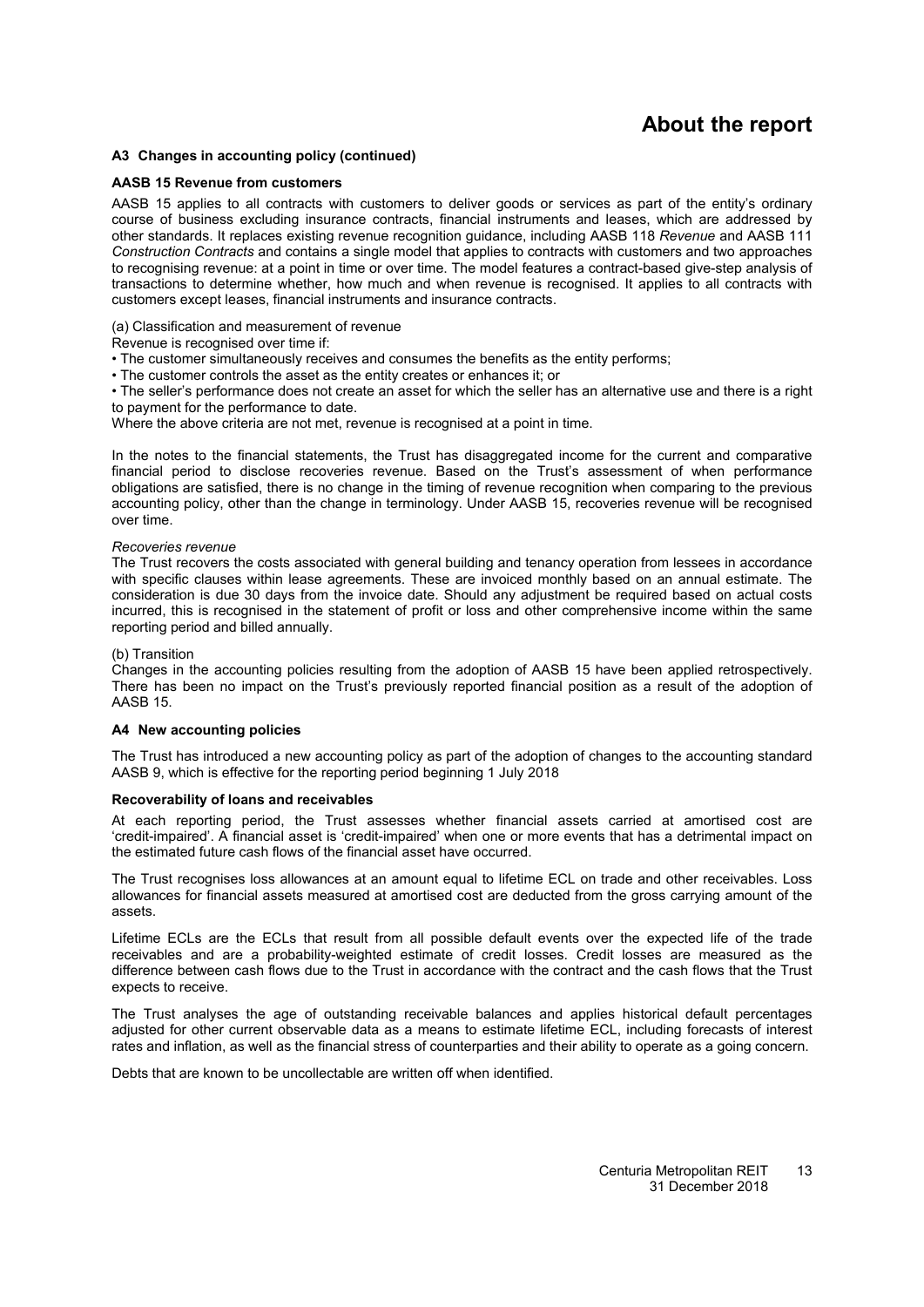## A3 Changes in accounting policy (continued)

### AASB 15 Revenue from customers

AASB 15 applies to all contracts with customers to deliver goods or services as part of the entity's ordinary course of business excluding insurance contracts, financial instruments and leases, which are addressed by other standards. It replaces existing revenue recognition guidance, including AASB 118 *Revenue* and AASB 111 *Construction Contracts* and contains a single model that applies to contracts with customers and two approaches to recognising revenue: at a point in time or over time. The model features a contract-based give-step analysis of transactions to determine whether, how much and when revenue is recognised. It applies to all contracts with customers except leases, financial instruments and insurance contracts.

(a) Classification and measurement of revenue

Revenue is recognised over time if:

- The customer simultaneously receives and consumes the benefits as the entity performs;
- The customer controls the asset as the entity creates or enhances it; or
- The seller's performance does not create an asset for which the seller has an alternative use and there is a right to payment for the performance to date.

Where the above criteria are not met, revenue is recognised at a point in time.

In the notes to the financial statements, the Trust has disaggregated income for the current and comparative financial period to disclose recoveries revenue. Based on the Trust's assessment of when performance obligations are satisfied, there is no change in the timing of revenue recognition when comparing to the previous accounting policy, other than the change in terminology. Under AASB 15, recoveries revenue will be recognised over time.

*Recoveries revenue*

The Trust recovers the costs associated with general building and tenancy operation from lessees in accordance with specific clauses within lease agreements. These are invoiced monthly based on an annual estimate. The consideration is due 30 days from the invoice date. Should any adjustment be required based on actual costs incurred, this is recognised in the statement of profit or loss and other comprehensive income within the same reporting period and billed annually.

(b) Transition

Changes in the accounting policies resulting from the adoption of AASB 15 have been applied retrospectively. There has been no impact on the Trust's previously reported financial position as a result of the adoption of AASB 15.

## A4 New accounting policies

The Trust has introduced a new accounting policy as part of the adoption of changes to the accounting standard AASB 9, which is effective for the reporting period beginning 1 July 2018

### Recoverability of loans and receivables

At each reporting period, the Trust assesses whether financial assets carried at amortised cost are 'credit-impaired'. A financial asset is 'credit-impaired' when one or more events that has a detrimental impact on the estimated future cash flows of the financial asset have occurred.

The Trust recognises loss allowances at an amount equal to lifetime ECL on trade and other receivables. Loss allowances for financial assets measured at amortised cost are deducted from the gross carrying amount of the assets.

Lifetime ECLs are the ECLs that result from all possible default events over the expected life of the trade receivables and are a probability-weighted estimate of credit losses. Credit losses are measured as the difference between cash flows due to the Trust in accordance with the contract and the cash flows that the Trust expects to receive.

The Trust analyses the age of outstanding receivable balances and applies historical default percentages adjusted for other current observable data as a means to estimate lifetime ECL, including forecasts of interest rates and inflation, as well as the financial stress of counterparties and their ability to operate as a going concern.

Debts that are known to be uncollectable are written off when identified.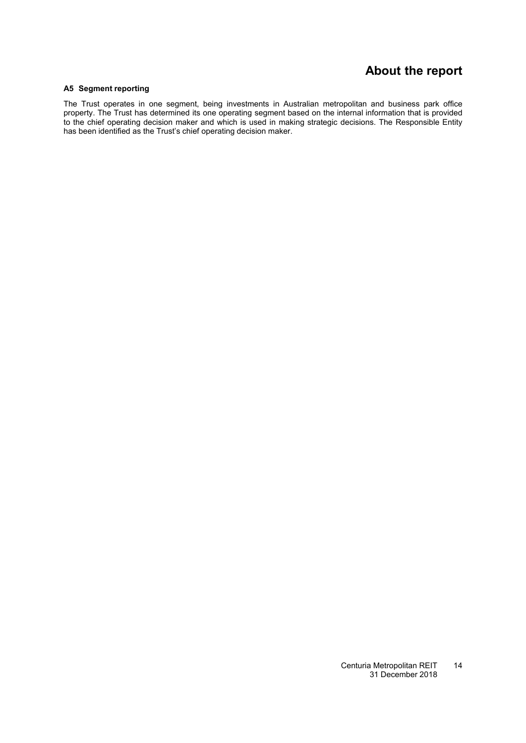# About the report

### A5 Segment reporting

The Trust operates in one segment, being investments in Australian metropolitan and business park office property. The Trust has determined its one operating segment based on the internal information that is provided to the chief operating decision maker and which is used in making strategic decisions. The Responsible Entity has been identified as the Trust's chief operating decision maker.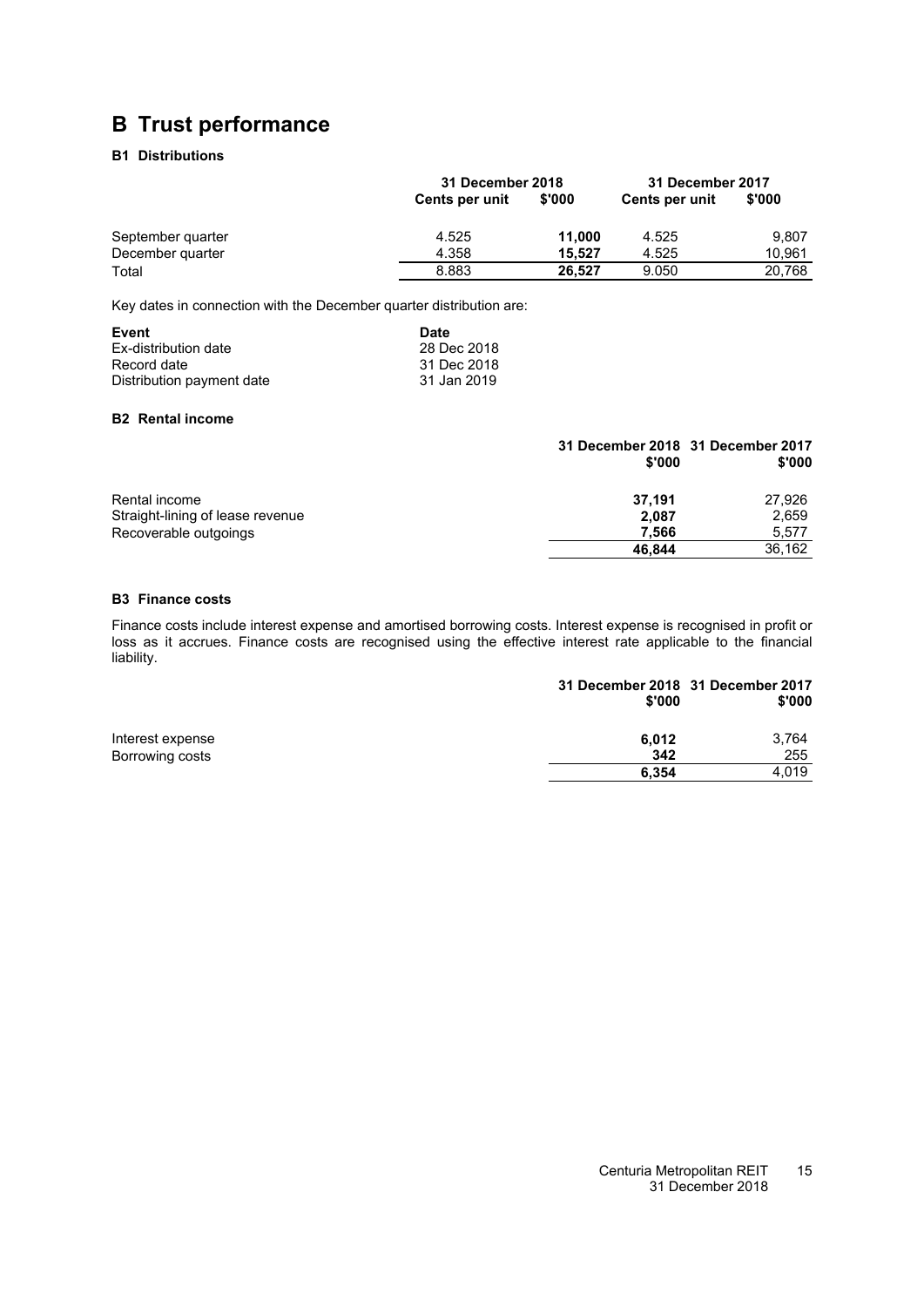# B Trust performance

### B1 Distributions

| | 31 December 2018 | | 31 December 2017 | |
|---|---|---|---|---|
| | Cents per unit | $'000 | Cents per unit | $'000 |
| September quarter | 4.525 | **11,000** | 4.525 | 9,807 |
| December quarter | 4.358 | **15,527** | 4.525 | 10,961 |
| Total | 8.883 | **26,527** | 9.050 | 20,768 |

Key dates in connection with the December quarter distribution are:

| Event | Date |
|---|---|
| Ex-distribution date | 28 Dec 2018 |
| Record date | 31 Dec 2018 |
| Distribution payment date | 31 Jan 2019 |

### B2 Rental income

| | 31 December 2018<br>$'000 | 31 December 2017<br>$'000 |
|---|---|---|
| Rental income | **37,191** | 27,926 |
| Straight-lining of lease revenue | **2,087** | 2,659 |
| Recoverable outgoings | **7,566** | 5,577 |
| | **46,844** | 36,162 |

### B3 Finance costs

Finance costs include interest expense and amortised borrowing costs. Interest expense is recognised in profit or loss as it accrues. Finance costs are recognised using the effective interest rate applicable to the financial liability.

| | 31 December 2018<br>$'000 | 31 December 2017<br>$'000 |
|---|---|---|
| Interest expense | **6,012** | 3,764 |
| Borrowing costs | **342** | 255 |
| | **6,354** | 4,019 |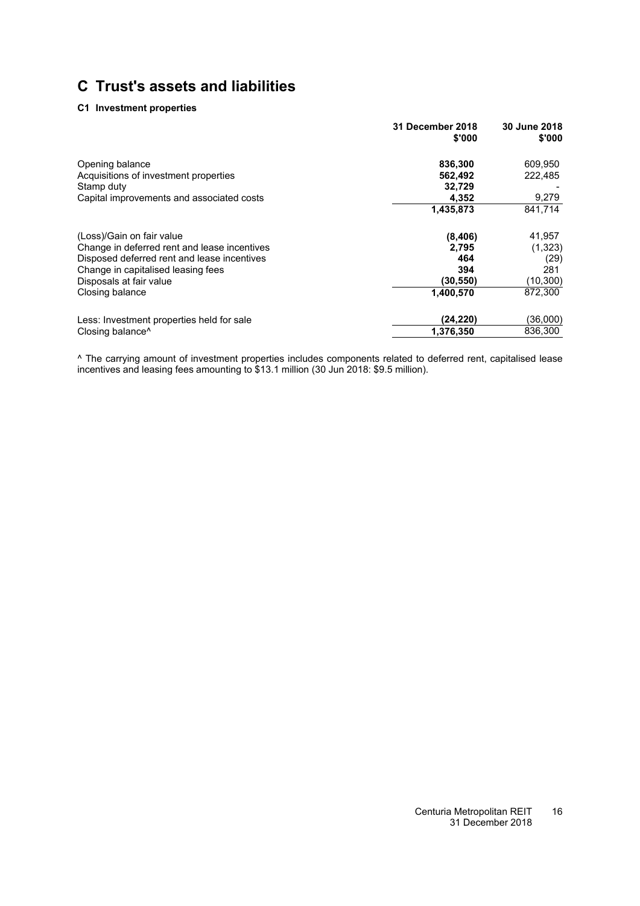# C Trust's assets and liabilities

### C1 Investment properties

| | 31 December 2018 $'000 | 30 June 2018 $'000 |
|---|---|---|
| Opening balance | **836,300** | 609,950 |
| Acquisitions of investment properties | **562,492** | 222,485 |
| Stamp duty | **32,729** | - |
| Capital improvements and associated costs | **4,352** | 9,279 |
| | **1,435,873** | 841,714 |
| (Loss)/Gain on fair value | **(8,406)** | 41,957 |
| Change in deferred rent and lease incentives | **2,795** | (1,323) |
| Disposed deferred rent and lease incentives | **464** | (29) |
| Change in capitalised leasing fees | **394** | 281 |
| Disposals at fair value | **(30,550)** | (10,300) |
| Closing balance | **1,400,570** | 872,300 |
| Less: Investment properties held for sale | **(24,220)** | (36,000) |
| Closing balance^ | **1,376,350** | 836,300 |

^ The carrying amount of investment properties includes components related to deferred rent, capitalised lease incentives and leasing fees amounting to $13.1 million (30 Jun 2018: $9.5 million).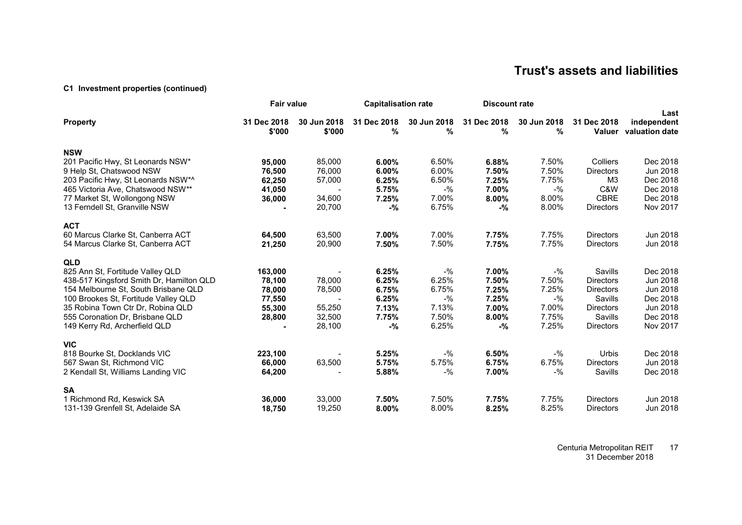# Trust's assets and liabilities

### C1 Investment properties (continued)

| | Fair value | | Capitalisation rate | | Discount rate | | | |
|---|---|---|---|---|---|---|---|---|
| **Property** | **31 Dec 2018 $'000** | **30 Jun 2018 $'000** | **31 Dec 2018 %** | **30 Jun 2018 %** | **31 Dec 2018 %** | **30 Jun 2018 %** | **31 Dec 2018 Valuer** | **Last independent valuation date** |
| **NSW** | | | | | | | | |
| 201 Pacific Hwy, St Leonards NSW* | **95,000** | 85,000 | **6.00%** | 6.50% | **6.88%** | 7.50% | Colliers | Dec 2018 |
| 9 Help St, Chatswood NSW | **76,500** | 76,000 | **6.00%** | 6.00% | **7.50%** | 7.50% | Directors | Jun 2018 |
| 203 Pacific Hwy, St Leonards NSW*^ | **62,250** | 57,000 | **6.25%** | 6.50% | **7.25%** | 7.75% | M3 | Dec 2018 |
| 465 Victoria Ave, Chatswood NSW** | **41,050** | - | **5.75%** | -% | **7.00%** | -% | C&W | Dec 2018 |
| 77 Market St, Wollongong NSW | **36,000** | 34,600 | **7.25%** | 7.00% | **8.00%** | 8.00% | CBRE | Dec 2018 |
| 13 Ferndell St, Granville NSW | **-** | 20,700 | **-%** | 6.75% | **-%** | 8.00% | Directors | Nov 2017 |
| **ACT** | | | | | | | | |
| 60 Marcus Clarke St, Canberra ACT | **64,500** | 63,500 | **7.00%** | 7.00% | **7.75%** | 7.75% | Directors | Jun 2018 |
| 54 Marcus Clarke St, Canberra ACT | **21,250** | 20,900 | **7.50%** | 7.50% | **7.75%** | 7.75% | Directors | Jun 2018 |
| **QLD** | | | | | | | | |
| 825 Ann St, Fortitude Valley QLD | **163,000** | - | **6.25%** | -% | **7.00%** | -% | Savills | Dec 2018 |
| 438-517 Kingsford Smith Dr, Hamilton QLD | **78,100** | 78,000 | **6.25%** | 6.25% | **7.50%** | 7.50% | Directors | Jun 2018 |
| 154 Melbourne St, South Brisbane QLD | **78,000** | 78,500 | **6.75%** | 6.75% | **7.25%** | 7.25% | Directors | Jun 2018 |
| 100 Brookes St, Fortitude Valley QLD | **77,550** | - | **6.25%** | -% | **7.25%** | -% | Savills | Dec 2018 |
| 35 Robina Town Ctr Dr, Robina QLD | **55,300** | 55,250 | **7.13%** | 7.13% | **7.00%** | 7.00% | Directors | Jun 2018 |
| 555 Coronation Dr, Brisbane QLD | **28,800** | 32,500 | **7.75%** | 7.50% | **8.00%** | 7.75% | Savills | Dec 2018 |
| 149 Kerry Rd, Archerfield QLD | **-** | 28,100 | **-%** | 6.25% | **-%** | 7.25% | Directors | Nov 2017 |
| **VIC** | | | | | | | | |
| 818 Bourke St, Docklands VIC | **223,100** | - | **5.25%** | -% | **6.50%** | -% | Urbis | Dec 2018 |
| 567 Swan St, Richmond VIC | **66,000** | 63,500 | **5.75%** | 5.75% | **6.75%** | 6.75% | Directors | Jun 2018 |
| 2 Kendall St, Williams Landing VIC | **64,200** | - | **5.88%** | -% | **7.00%** | -% | Savills | Dec 2018 |
| **SA** | | | | | | | | |
| 1 Richmond Rd, Keswick SA | **36,000** | 33,000 | **7.50%** | 7.50% | **7.75%** | 7.75% | Directors | Jun 2018 |
| 131-139 Grenfell St, Adelaide SA | **18,750** | 19,250 | **8.00%** | 8.00% | **8.25%** | 8.25% | Directors | Jun 2018 |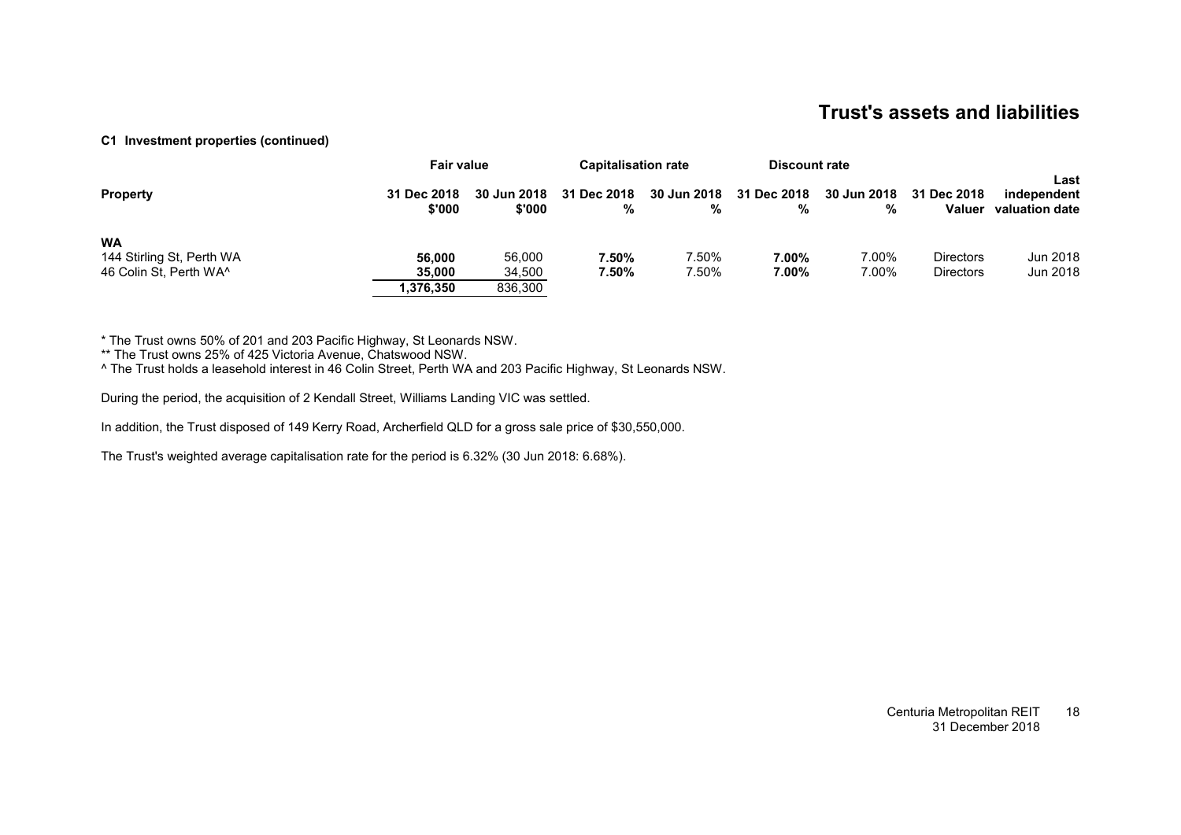## Trust's assets and liabilities

**C1 Investment properties (continued)**

| Property | Fair value | | Capitalisation rate | | Discount rate | | | |
|---|---|---|---|---|---|---|---|---|
| | **31 Dec 2018 $'000** | **30 Jun 2018 $'000** | **31 Dec 2018 %** | **30 Jun 2018 %** | **31 Dec 2018 %** | **30 Jun 2018 %** | **31 Dec 2018 Valuer** | **Last independent valuation date** |
| **WA** | | | | | | | | |
| 144 Stirling St, Perth WA | **56,000** | 56,000 | **7.50%** | 7.50% | **7.00%** | 7.00% | Directors | Jun 2018 |
| 46 Colin St, Perth WA^ | **35,000** | 34,500 | **7.50%** | 7.50% | **7.00%** | 7.00% | Directors | Jun 2018 |
| | **1,376,350** | 836,300 | | | | | | |

* The Trust owns 50% of 201 and 203 Pacific Highway, St Leonards NSW.

** The Trust owns 25% of 425 Victoria Avenue, Chatswood NSW.

^ The Trust holds a leasehold interest in 46 Colin Street, Perth WA and 203 Pacific Highway, St Leonards NSW.

During the period, the acquisition of 2 Kendall Street, Williams Landing VIC was settled.

In addition, the Trust disposed of 149 Kerry Road, Archerfield QLD for a gross sale price of $30,550,000.

The Trust's weighted average capitalisation rate for the period is 6.32% (30 Jun 2018: 6.68%).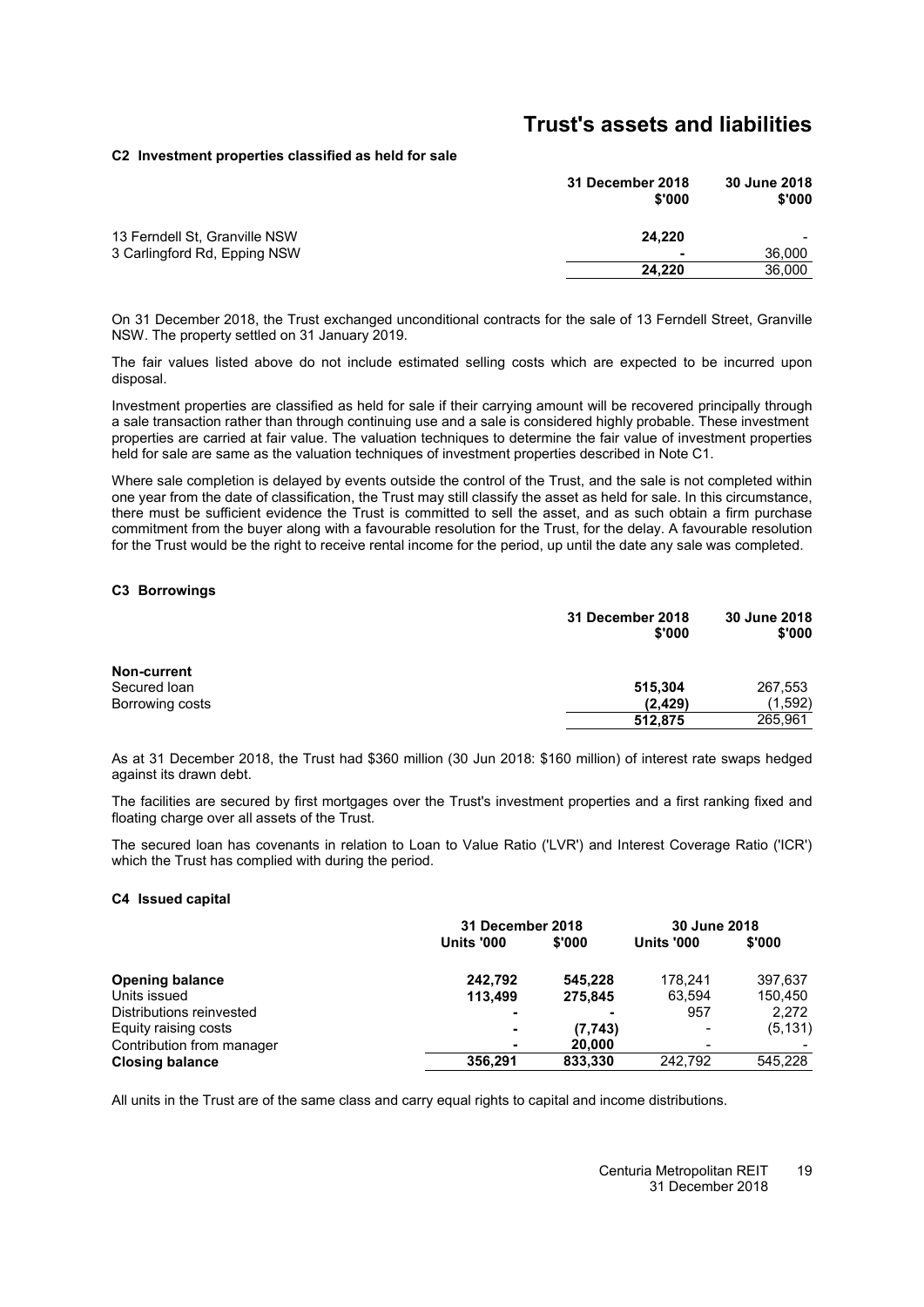# Trust's assets and liabilities

### C2 Investment properties classified as held for sale

| | 31 December 2018 $'000 | 30 June 2018 $'000 |
|---|---|---|
| 13 Ferndell St, Granville NSW | **24,220** | - |
| 3 Carlingford Rd, Epping NSW | **-** | 36,000 |
| | **24,220** | 36,000 |

On 31 December 2018, the Trust exchanged unconditional contracts for the sale of 13 Ferndell Street, Granville NSW. The property settled on 31 January 2019.

The fair values listed above do not include estimated selling costs which are expected to be incurred upon disposal.

Investment properties are classified as held for sale if their carrying amount will be recovered principally through a sale transaction rather than through continuing use and a sale is considered highly probable. These investment properties are carried at fair value. The valuation techniques to determine the fair value of investment properties held for sale are same as the valuation techniques of investment properties described in Note C1.

Where sale completion is delayed by events outside the control of the Trust, and the sale is not completed within one year from the date of classification, the Trust may still classify the asset as held for sale. In this circumstance, there must be sufficient evidence the Trust is committed to sell the asset, and as such obtain a firm purchase commitment from the buyer along with a favourable resolution for the Trust, for the delay. A favourable resolution for the Trust would be the right to receive rental income for the period, up until the date any sale was completed.

### C3 Borrowings

| | 31 December 2018 $'000 | 30 June 2018 $'000 |
|---|---|---|
| **Non-current** | | |
| Secured loan | **515,304** | 267,553 |
| Borrowing costs | **(2,429)** | (1,592) |
| | **512,875** | 265,961 |

As at 31 December 2018, the Trust had $360 million (30 Jun 2018: $160 million) of interest rate swaps hedged against its drawn debt.

The facilities are secured by first mortgages over the Trust's investment properties and a first ranking fixed and floating charge over all assets of the Trust.

The secured loan has covenants in relation to Loan to Value Ratio ('LVR') and Interest Coverage Ratio ('ICR') which the Trust has complied with during the period.

### C4 Issued capital

| | 31 December 2018 | | 30 June 2018 | |
|---|---|---|---|---|
| | Units '000 | $'000 | Units '000 | $'000 |
| **Opening balance** | **242,792** | **545,228** | 178,241 | 397,637 |
| Units issued | **113,499** | **275,845** | 63,594 | 150,450 |
| Distributions reinvested | **-** | **-** | 957 | 2,272 |
| Equity raising costs | **-** | **(7,743)** | - | (5,131) |
| Contribution from manager | **-** | **20,000** | - | - |
| **Closing balance** | **356,291** | **833,330** | 242,792 | 545,228 |

All units in the Trust are of the same class and carry equal rights to capital and income distributions.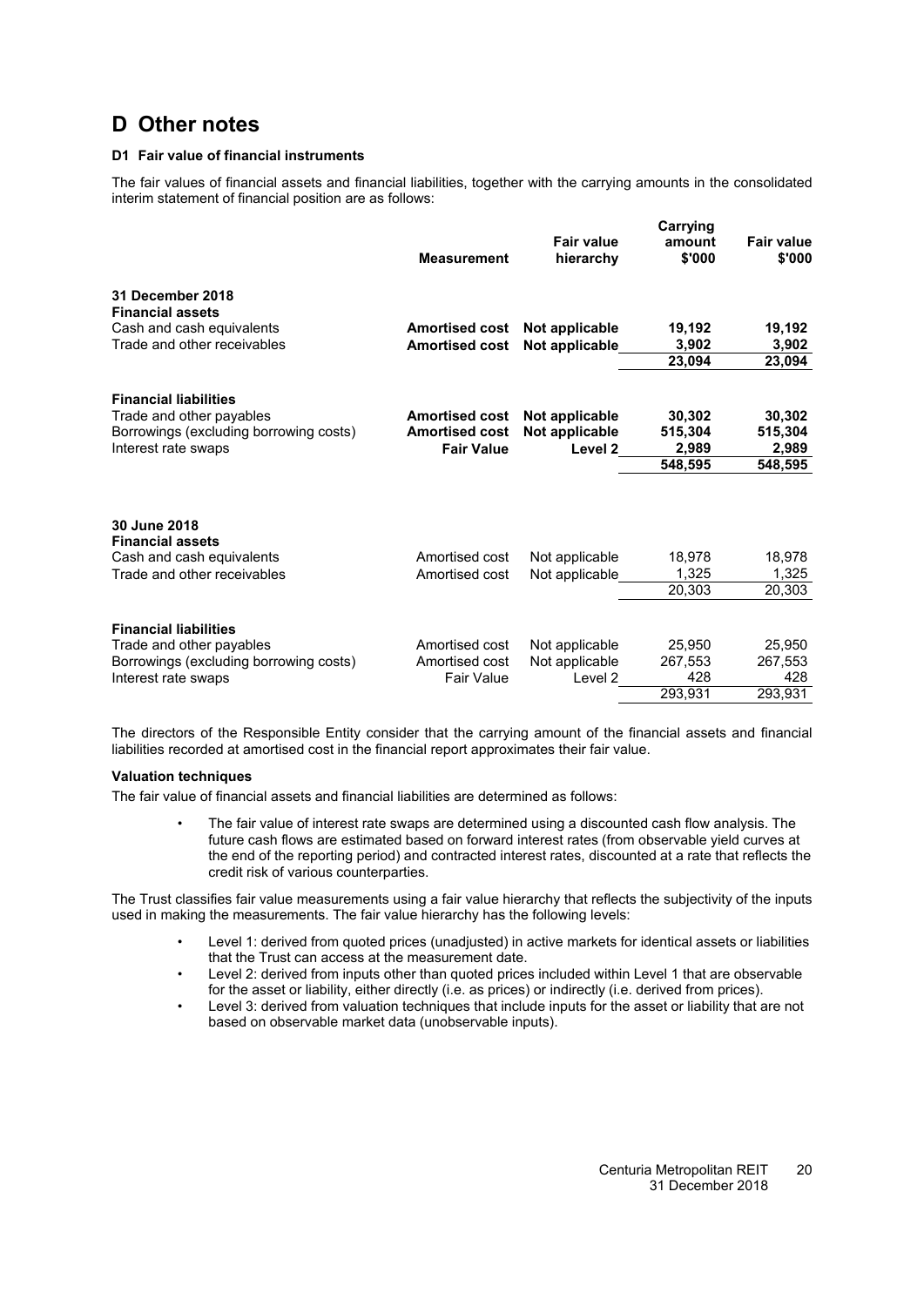# D Other notes

### D1 Fair value of financial instruments

The fair values of financial assets and financial liabilities, together with the carrying amounts in the consolidated interim statement of financial position are as follows:

| | Measurement | Fair value hierarchy | Carrying amount $'000 | Fair value $'000 |
|---|---|---|---|---|
| **31 December 2018** | | | | |
| **Financial assets** | | | | |
| Cash and cash equivalents | **Amortised cost** | **Not applicable** | **19,192** | **19,192** |
| Trade and other receivables | **Amortised cost** | **Not applicable** | **3,902** | **3,902** |
| | | | **23,094** | **23,094** |
| **Financial liabilities** | | | | |
| Trade and other payables | **Amortised cost** | **Not applicable** | **30,302** | **30,302** |
| Borrowings (excluding borrowing costs) | **Amortised cost** | **Not applicable** | **515,304** | **515,304** |
| Interest rate swaps | **Fair Value** | **Level 2** | **2,989** | **2,989** |
| | | | **548,595** | **548,595** |
| **30 June 2018** | | | | |
| **Financial assets** | | | | |
| Cash and cash equivalents | Amortised cost | Not applicable | 18,978 | 18,978 |
| Trade and other receivables | Amortised cost | Not applicable | 1,325 | 1,325 |
| | | | 20,303 | 20,303 |
| **Financial liabilities** | | | | |
| Trade and other payables | Amortised cost | Not applicable | 25,950 | 25,950 |
| Borrowings (excluding borrowing costs) | Amortised cost | Not applicable | 267,553 | 267,553 |
| Interest rate swaps | Fair Value | Level 2 | 428 | 428 |
| | | | 293,931 | 293,931 |

The directors of the Responsible Entity consider that the carrying amount of the financial assets and financial liabilities recorded at amortised cost in the financial report approximates their fair value.

**Valuation techniques**

The fair value of financial assets and financial liabilities are determined as follows:

- The fair value of interest rate swaps are determined using a discounted cash flow analysis. The future cash flows are estimated based on forward interest rates (from observable yield curves at the end of the reporting period) and contracted interest rates, discounted at a rate that reflects the credit risk of various counterparties.

The Trust classifies fair value measurements using a fair value hierarchy that reflects the subjectivity of the inputs used in making the measurements. The fair value hierarchy has the following levels:

- Level 1: derived from quoted prices (unadjusted) in active markets for identical assets or liabilities that the Trust can access at the measurement date.
- Level 2: derived from inputs other than quoted prices included within Level 1 that are observable for the asset or liability, either directly (i.e. as prices) or indirectly (i.e. derived from prices).
- Level 3: derived from valuation techniques that include inputs for the asset or liability that are not based on observable market data (unobservable inputs).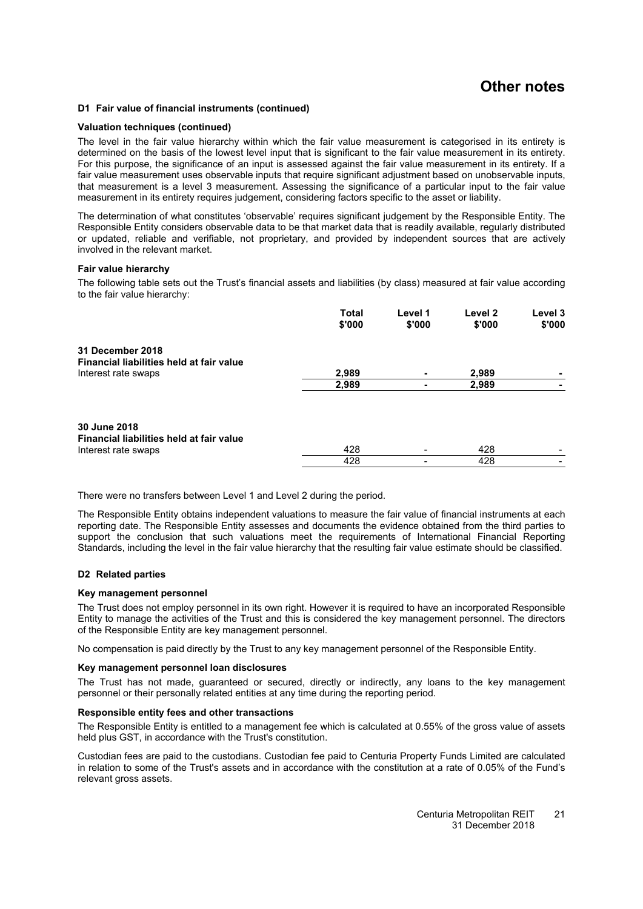# Other notes

### D1 Fair value of financial instruments (continued)

**Valuation techniques (continued)**

The level in the fair value hierarchy within which the fair value measurement is categorised in its entirety is determined on the basis of the lowest level input that is significant to the fair value measurement in its entirety. For this purpose, the significance of an input is assessed against the fair value measurement in its entirety. If a fair value measurement uses observable inputs that require significant adjustment based on unobservable inputs, that measurement is a level 3 measurement. Assessing the significance of a particular input to the fair value measurement in its entirety requires judgement, considering factors specific to the asset or liability.

The determination of what constitutes 'observable' requires significant judgement by the Responsible Entity. The Responsible Entity considers observable data to be that market data that is readily available, regularly distributed or updated, reliable and verifiable, not proprietary, and provided by independent sources that are actively involved in the relevant market.

**Fair value hierarchy**

The following table sets out the Trust's financial assets and liabilities (by class) measured at fair value according to the fair value hierarchy:

| | Total $'000 | Level 1 $'000 | Level 2 $'000 | Level 3 $'000 |
|---|---|---|---|---|
| **31 December 2018** | | | | |
| **Financial liabilities held at fair value** | | | | |
| Interest rate swaps | **2,989** | **-** | **2,989** | **-** |
| | **2,989** | **-** | **2,989** | **-** |
| **30 June 2018** | | | | |
| **Financial liabilities held at fair value** | | | | |
| Interest rate swaps | 428 | - | 428 | - |
| | 428 | - | 428 | - |

There were no transfers between Level 1 and Level 2 during the period.

The Responsible Entity obtains independent valuations to measure the fair value of financial instruments at each reporting date. The Responsible Entity assesses and documents the evidence obtained from the third parties to support the conclusion that such valuations meet the requirements of International Financial Reporting Standards, including the level in the fair value hierarchy that the resulting fair value estimate should be classified.

### D2 Related parties

**Key management personnel**

The Trust does not employ personnel in its own right. However it is required to have an incorporated Responsible Entity to manage the activities of the Trust and this is considered the key management personnel. The directors of the Responsible Entity are key management personnel.

No compensation is paid directly by the Trust to any key management personnel of the Responsible Entity.

**Key management personnel loan disclosures**

The Trust has not made, guaranteed or secured, directly or indirectly, any loans to the key management personnel or their personally related entities at any time during the reporting period.

**Responsible entity fees and other transactions**

The Responsible Entity is entitled to a management fee which is calculated at 0.55% of the gross value of assets held plus GST, in accordance with the Trust's constitution.

Custodian fees are paid to the custodians. Custodian fee paid to Centuria Property Funds Limited are calculated in relation to some of the Trust's assets and in accordance with the constitution at a rate of 0.05% of the Fund's relevant gross assets.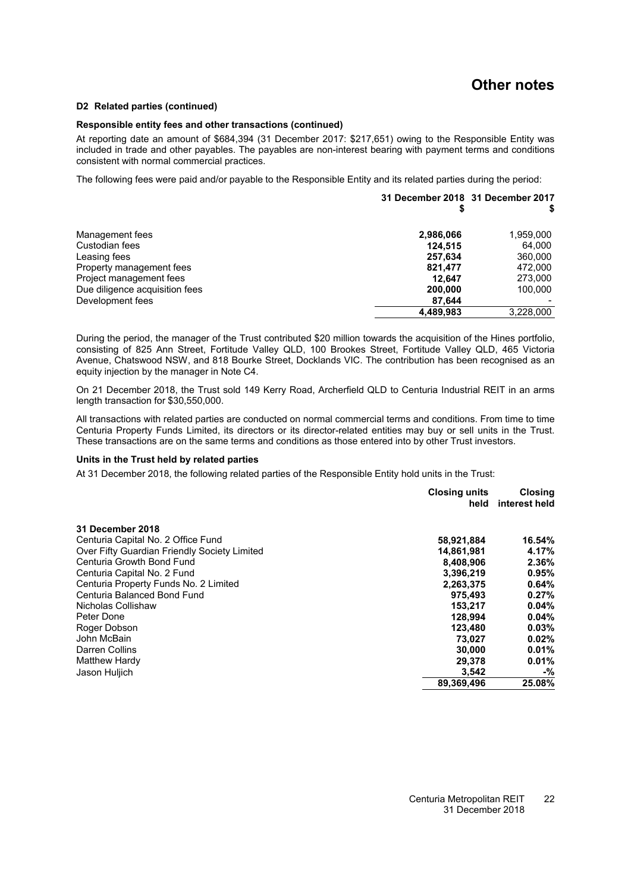# Other notes

### D2 Related parties (continued)

#### Responsible entity fees and other transactions (continued)

At reporting date an amount of $684,394 (31 December 2017: $217,651) owing to the Responsible Entity was included in trade and other payables. The payables are non-interest bearing with payment terms and conditions consistent with normal commercial practices.

The following fees were paid and/or payable to the Responsible Entity and its related parties during the period:

| | 31 December 2018 $ | 31 December 2017 $ |
|---|---|---|
| Management fees | **2,986,066** | 1,959,000 |
| Custodian fees | **124,515** | 64,000 |
| Leasing fees | **257,634** | 360,000 |
| Property management fees | **821,477** | 472,000 |
| Project management fees | **12,647** | 273,000 |
| Due diligence acquisition fees | **200,000** | 100,000 |
| Development fees | **87,644** | - |
| | **4,489,983** | 3,228,000 |

During the period, the manager of the Trust contributed $20 million towards the acquisition of the Hines portfolio, consisting of 825 Ann Street, Fortitude Valley QLD, 100 Brookes Street, Fortitude Valley QLD, 465 Victoria Avenue, Chatswood NSW, and 818 Bourke Street, Docklands VIC. The contribution has been recognised as an equity injection by the manager in Note C4.

On 21 December 2018, the Trust sold 149 Kerry Road, Archerfield QLD to Centuria Industrial REIT in an arms length transaction for $30,550,000.

All transactions with related parties are conducted on normal commercial terms and conditions. From time to time Centuria Property Funds Limited, its directors or its director-related entities may buy or sell units in the Trust. These transactions are on the same terms and conditions as those entered into by other Trust investors.

#### Units in the Trust held by related parties

At 31 December 2018, the following related parties of the Responsible Entity hold units in the Trust:

| | Closing units held | Closing interest held |
|---|---|---|
| **31 December 2018** | | |
| Centuria Capital No. 2 Office Fund | **58,921,884** | **16.54%** |
| Over Fifty Guardian Friendly Society Limited | **14,861,981** | **4.17%** |
| Centuria Growth Bond Fund | **8,408,906** | **2.36%** |
| Centuria Capital No. 2 Fund | **3,396,219** | **0.95%** |
| Centuria Property Funds No. 2 Limited | **2,263,375** | **0.64%** |
| Centuria Balanced Bond Fund | **975,493** | **0.27%** |
| Nicholas Collishaw | **153,217** | **0.04%** |
| Peter Done | **128,994** | **0.04%** |
| Roger Dobson | **123,480** | **0.03%** |
| John McBain | **73,027** | **0.02%** |
| Darren Collins | **30,000** | **0.01%** |
| Matthew Hardy | **29,378** | **0.01%** |
| Jason Huljich | **3,542** | **-%** |
| | **89,369,496** | **25.08%** |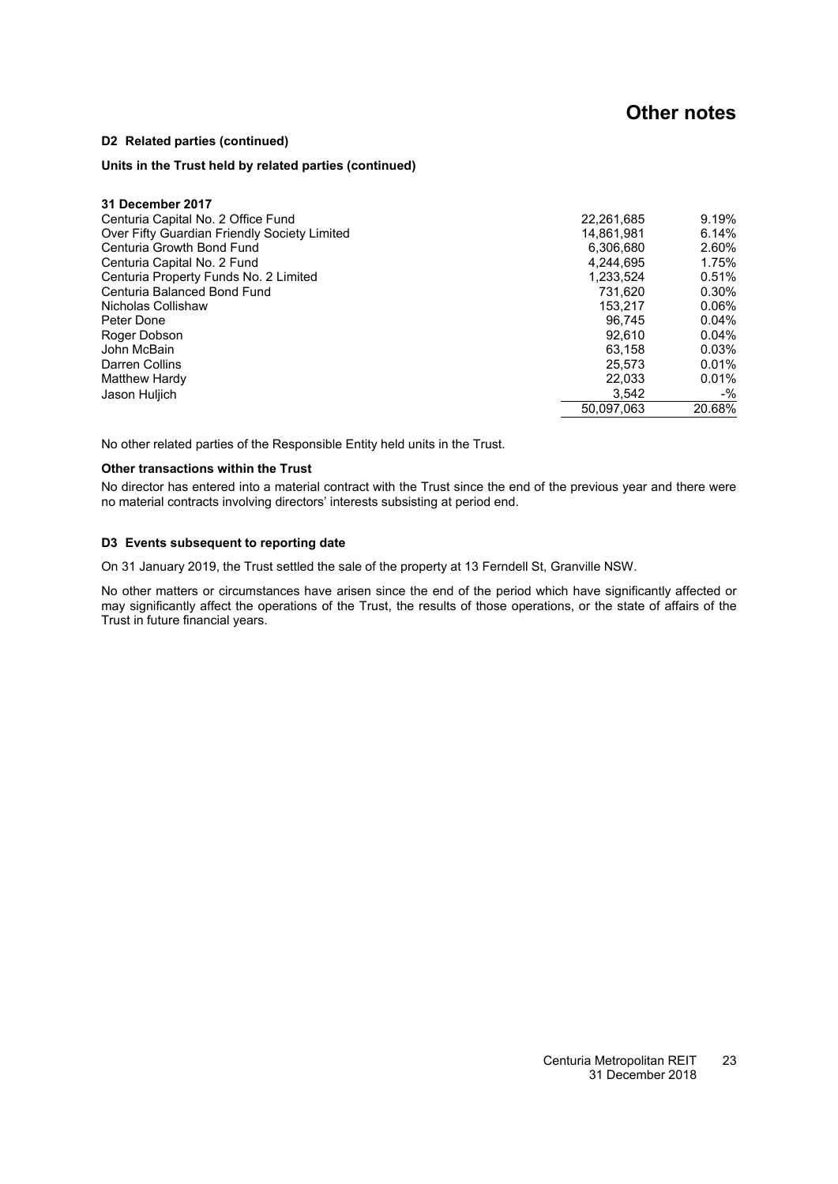# Other notes

**D2 Related parties (continued)**

**Units in the Trust held by related parties (continued)**

| 31 December 2017 | | |
|---|---|---|
| Centuria Capital No. 2 Office Fund | 22,261,685 | 9.19% |
| Over Fifty Guardian Friendly Society Limited | 14,861,981 | 6.14% |
| Centuria Growth Bond Fund | 6,306,680 | 2.60% |
| Centuria Capital No. 2 Fund | 4,244,695 | 1.75% |
| Centuria Property Funds No. 2 Limited | 1,233,524 | 0.51% |
| Centuria Balanced Bond Fund | 731,620 | 0.30% |
| Nicholas Collishaw | 153,217 | 0.06% |
| Peter Done | 96,745 | 0.04% |
| Roger Dobson | 92,610 | 0.04% |
| John McBain | 63,158 | 0.03% |
| Darren Collins | 25,573 | 0.01% |
| Matthew Hardy | 22,033 | 0.01% |
| Jason Huljich | 3,542 | -% |
| | 50,097,063 | 20.68% |

No other related parties of the Responsible Entity held units in the Trust.

**Other transactions within the Trust**

No director has entered into a material contract with the Trust since the end of the previous year and there were no material contracts involving directors' interests subsisting at period end.

**D3 Events subsequent to reporting date**

On 31 January 2019, the Trust settled the sale of the property at 13 Ferndell St, Granville NSW.

No other matters or circumstances have arisen since the end of the period which have significantly affected or may significantly affect the operations of the Trust, the results of those operations, or the state of affairs of the Trust in future financial years.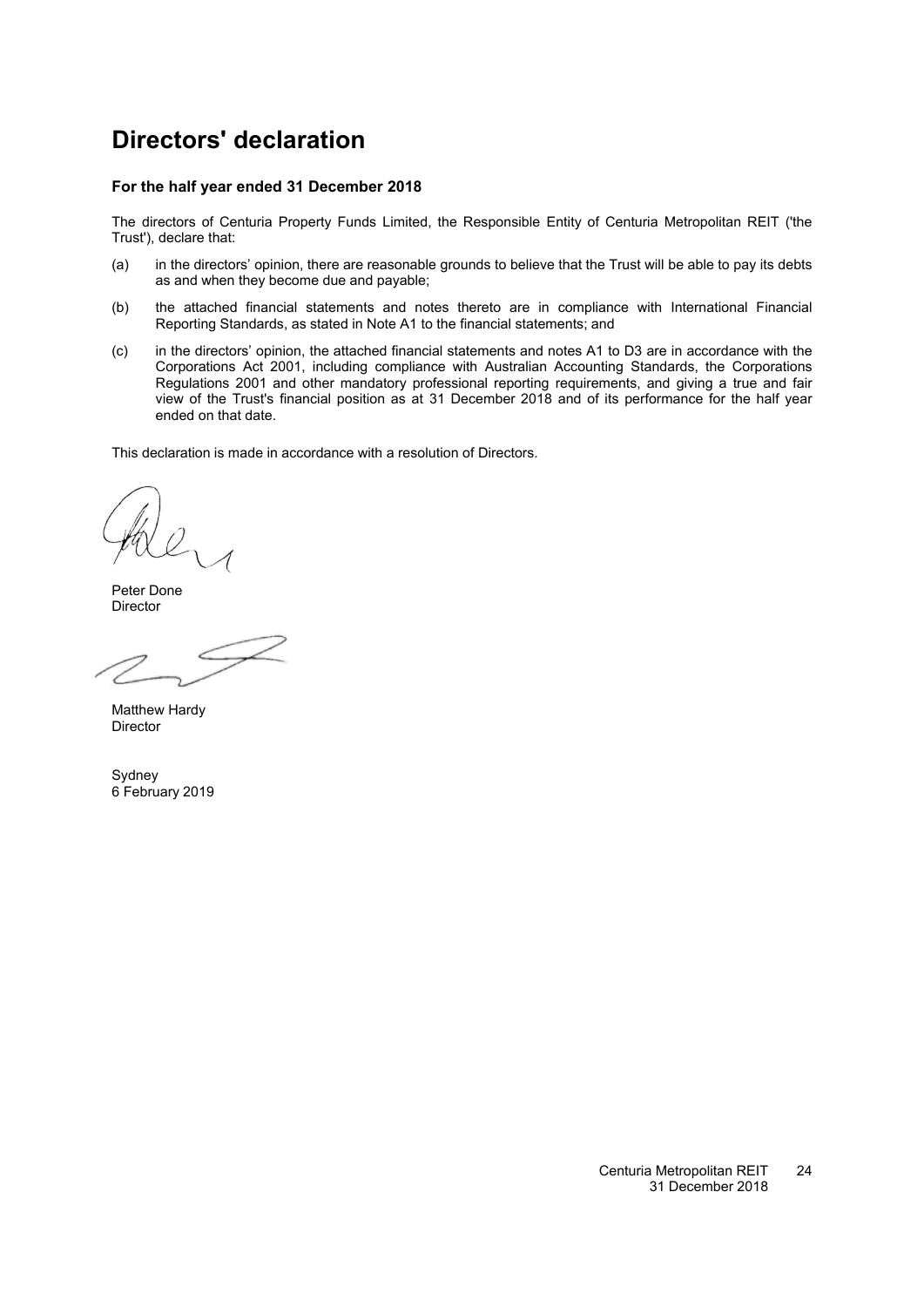# Directors' declaration

### For the half year ended 31 December 2018

The directors of Centuria Property Funds Limited, the Responsible Entity of Centuria Metropolitan REIT ('the Trust'), declare that:

(a) in the directors' opinion, there are reasonable grounds to believe that the Trust will be able to pay its debts as and when they become due and payable;

(b) the attached financial statements and notes thereto are in compliance with International Financial Reporting Standards, as stated in Note A1 to the financial statements; and

(c) in the directors' opinion, the attached financial statements and notes A1 to D3 are in accordance with the Corporations Act 2001, including compliance with Australian Accounting Standards, the Corporations Regulations 2001 and other mandatory professional reporting requirements, and giving a true and fair view of the Trust's financial position as at 31 December 2018 and of its performance for the half year ended on that date.

This declaration is made in accordance with a resolution of Directors.

Peter Done
Director

Matthew Hardy
Director

Sydney
6 February 2019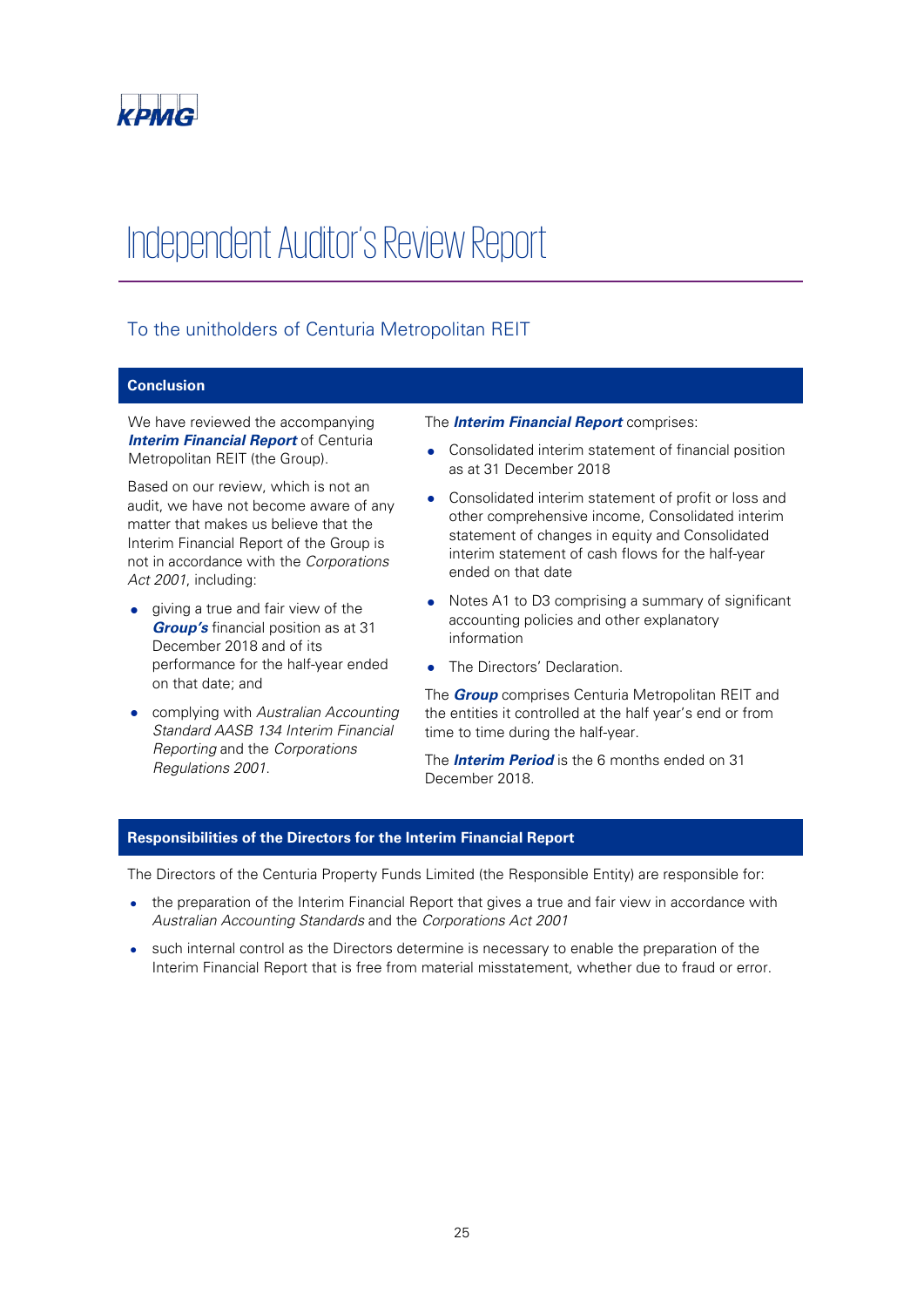KPMG

# Independent Auditor's Review Report

## To the unitholders of Centuria Metropolitan REIT

### Conclusion

We have reviewed the accompanying ***Interim Financial Report*** of Centuria Metropolitan REIT (the Group).

Based on our review, which is not an audit, we have not become aware of any matter that makes us believe that the Interim Financial Report of the Group is not in accordance with the *Corporations Act 2001*, including:

- giving a true and fair view of the ***Group's*** financial position as at 31 December 2018 and of its performance for the half-year ended on that date; and
- complying with *Australian Accounting Standard AASB 134 Interim Financial Reporting* and the *Corporations Regulations 2001*.

The ***Interim Financial Report*** comprises:

- Consolidated interim statement of financial position as at 31 December 2018
- Consolidated interim statement of profit or loss and other comprehensive income, Consolidated interim statement of changes in equity and Consolidated interim statement of cash flows for the half-year ended on that date
- Notes A1 to D3 comprising a summary of significant accounting policies and other explanatory information
- The Directors' Declaration.

The ***Group*** comprises Centuria Metropolitan REIT and the entities it controlled at the half year's end or from time to time during the half-year.

The ***Interim Period*** is the 6 months ended on 31 December 2018.

### Responsibilities of the Directors for the Interim Financial Report

The Directors of the Centuria Property Funds Limited (the Responsible Entity) are responsible for:

- the preparation of the Interim Financial Report that gives a true and fair view in accordance with *Australian Accounting Standards* and the *Corporations Act 2001*
- such internal control as the Directors determine is necessary to enable the preparation of the Interim Financial Report that is free from material misstatement, whether due to fraud or error.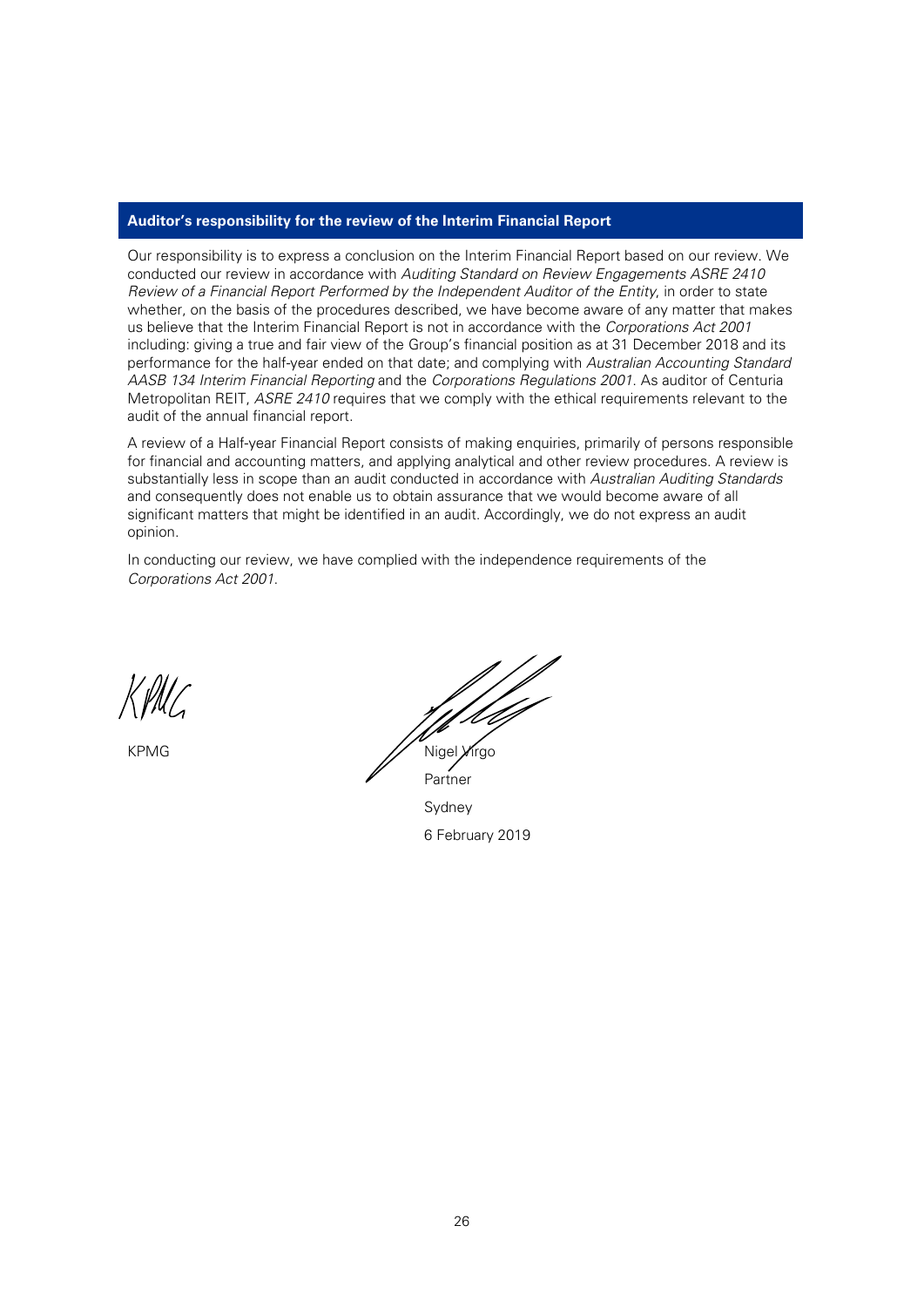## Auditor's responsibility for the review of the Interim Financial Report

Our responsibility is to express a conclusion on the Interim Financial Report based on our review. We conducted our review in accordance with *Auditing Standard on Review Engagements ASRE 2410 Review of a Financial Report Performed by the Independent Auditor of the Entity*, in order to state whether, on the basis of the procedures described, we have become aware of any matter that makes us believe that the Interim Financial Report is not in accordance with the *Corporations Act 2001* including: giving a true and fair view of the Group's financial position as at 31 December 2018 and its performance for the half-year ended on that date; and complying with *Australian Accounting Standard AASB 134 Interim Financial Reporting* and the *Corporations Regulations 2001*. As auditor of Centuria Metropolitan REIT, *ASRE 2410* requires that we comply with the ethical requirements relevant to the audit of the annual financial report.

A review of a Half-year Financial Report consists of making enquiries, primarily of persons responsible for financial and accounting matters, and applying analytical and other review procedures. A review is substantially less in scope than an audit conducted in accordance with *Australian Auditing Standards* and consequently does not enable us to obtain assurance that we would become aware of all significant matters that might be identified in an audit. Accordingly, we do not express an audit opinion.

In conducting our review, we have complied with the independence requirements of the *Corporations Act 2001*.

KPMG

Nigel Virgo

Partner

Sydney

6 February 2019